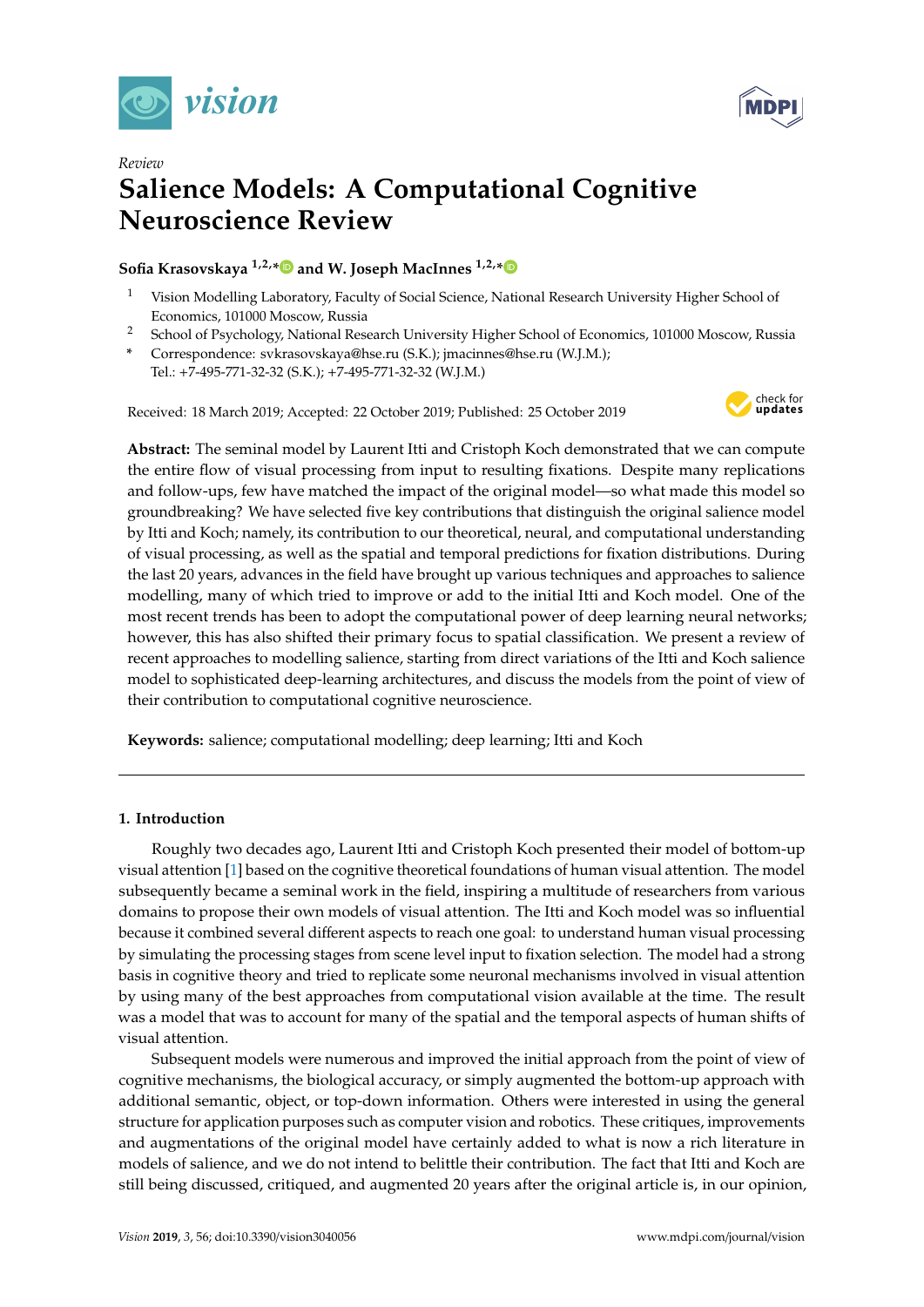*Review*

# Salience Models: A Computational Cognitive Neuroscience Review

**Sofia Krasovskaya [1,2,*] and W. Joseph MacInnes [1,2,*]**

[1] Vision Modelling Laboratory, Faculty of Social Science, National Research University Higher School of Economics, 101000 Moscow, Russia

[2] School of Psychology, National Research University Higher School of Economics, 101000 Moscow, Russia

[*] Correspondence: svkrasovskaya@hse.ru (S.K.); jmacinnes@hse.ru (W.J.M.); Tel.: +7-495-771-32-32 (S.K.); +7-495-771-32-32 (W.J.M.)

Received: 18 March 2019; Accepted: 22 October 2019; Published: 25 October 2019

**Abstract:** The seminal model by Laurent Itti and Cristoph Koch demonstrated that we can compute the entire flow of visual processing from input to resulting fixations. Despite many replications and follow-ups, few have matched the impact of the original model—so what made this model so groundbreaking? We have selected five key contributions that distinguish the original salience model by Itti and Koch; namely, its contribution to our theoretical, neural, and computational understanding of visual processing, as well as the spatial and temporal predictions for fixation distributions. During the last 20 years, advances in the field have brought up various techniques and approaches to salience modelling, many of which tried to improve or add to the initial Itti and Koch model. One of the most recent trends has been to adopt the computational power of deep learning neural networks; however, this has also shifted their primary focus to spatial classification. We present a review of recent approaches to modelling salience, starting from direct variations of the Itti and Koch salience model to sophisticated deep-learning architectures, and discuss the models from the point of view of their contribution to computational cognitive neuroscience.

**Keywords:** salience; computational modelling; deep learning; Itti and Koch

## 1. Introduction

Roughly two decades ago, Laurent Itti and Cristoph Koch presented their model of bottom-up visual attention [1] based on the cognitive theoretical foundations of human visual attention. The model subsequently became a seminal work in the field, inspiring a multitude of researchers from various domains to propose their own models of visual attention. The Itti and Koch model was so influential because it combined several different aspects to reach one goal: to understand human visual processing by simulating the processing stages from scene level input to fixation selection. The model had a strong basis in cognitive theory and tried to replicate some neuronal mechanisms involved in visual attention by using many of the best approaches from computational vision available at the time. The result was a model that was to account for many of the spatial and the temporal aspects of human shifts of visual attention.

Subsequent models were numerous and improved the initial approach from the point of view of cognitive mechanisms, the biological accuracy, or simply augmented the bottom-up approach with additional semantic, object, or top-down information. Others were interested in using the general structure for application purposes such as computer vision and robotics. These critiques, improvements and augmentations of the original model have certainly added to what is now a rich literature in models of salience, and we do not intend to belittle their contribution. The fact that Itti and Koch are still being discussed, critiqued, and augmented 20 years after the original article is, in our opinion,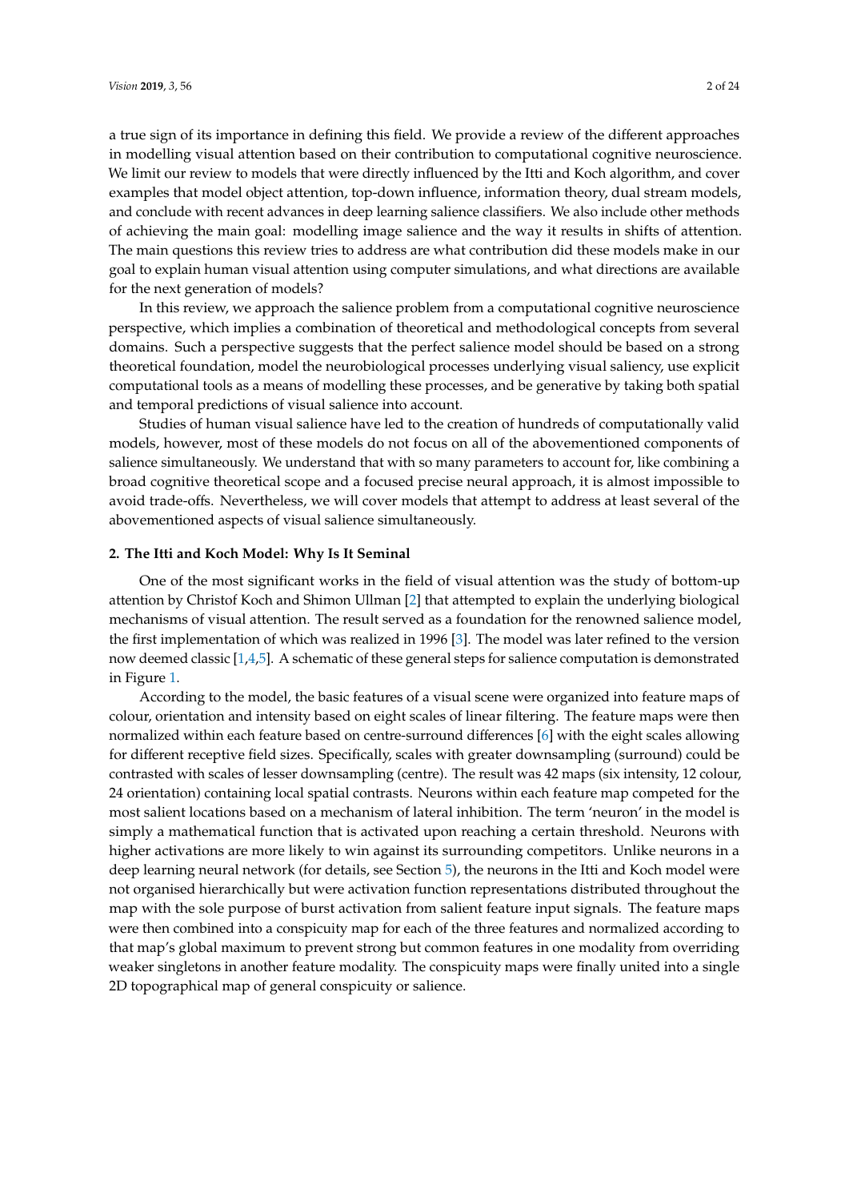a true sign of its importance in defining this field. We provide a review of the different approaches in modelling visual attention based on their contribution to computational cognitive neuroscience. We limit our review to models that were directly influenced by the Itti and Koch algorithm, and cover examples that model object attention, top-down influence, information theory, dual stream models, and conclude with recent advances in deep learning salience classifiers. We also include other methods of achieving the main goal: modelling image salience and the way it results in shifts of attention. The main questions this review tries to address are what contribution did these models make in our goal to explain human visual attention using computer simulations, and what directions are available for the next generation of models?

In this review, we approach the salience problem from a computational cognitive neuroscience perspective, which implies a combination of theoretical and methodological concepts from several domains. Such a perspective suggests that the perfect salience model should be based on a strong theoretical foundation, model the neurobiological processes underlying visual saliency, use explicit computational tools as a means of modelling these processes, and be generative by taking both spatial and temporal predictions of visual salience into account.

Studies of human visual salience have led to the creation of hundreds of computationally valid models, however, most of these models do not focus on all of the abovementioned components of salience simultaneously. We understand that with so many parameters to account for, like combining a broad cognitive theoretical scope and a focused precise neural approach, it is almost impossible to avoid trade-offs. Nevertheless, we will cover models that attempt to address at least several of the abovementioned aspects of visual salience simultaneously.

## 2. The Itti and Koch Model: Why Is It Seminal

One of the most significant works in the field of visual attention was the study of bottom-up attention by Christof Koch and Shimon Ullman [2] that attempted to explain the underlying biological mechanisms of visual attention. The result served as a foundation for the renowned salience model, the first implementation of which was realized in 1996 [3]. The model was later refined to the version now deemed classic [1,4,5]. A schematic of these general steps for salience computation is demonstrated in Figure 1.

According to the model, the basic features of a visual scene were organized into feature maps of colour, orientation and intensity based on eight scales of linear filtering. The feature maps were then normalized within each feature based on centre-surround differences [6] with the eight scales allowing for different receptive field sizes. Specifically, scales with greater downsampling (surround) could be contrasted with scales of lesser downsampling (centre). The result was 42 maps (six intensity, 12 colour, 24 orientation) containing local spatial contrasts. Neurons within each feature map competed for the most salient locations based on a mechanism of lateral inhibition. The term 'neuron' in the model is simply a mathematical function that is activated upon reaching a certain threshold. Neurons with higher activations are more likely to win against its surrounding competitors. Unlike neurons in a deep learning neural network (for details, see Section 5), the neurons in the Itti and Koch model were not organised hierarchically but were activation function representations distributed throughout the map with the sole purpose of burst activation from salient feature input signals. The feature maps were then combined into a conspicuity map for each of the three features and normalized according to that map's global maximum to prevent strong but common features in one modality from overriding weaker singletons in another feature modality. The conspicuity maps were finally united into a single 2D topographical map of general conspicuity or salience.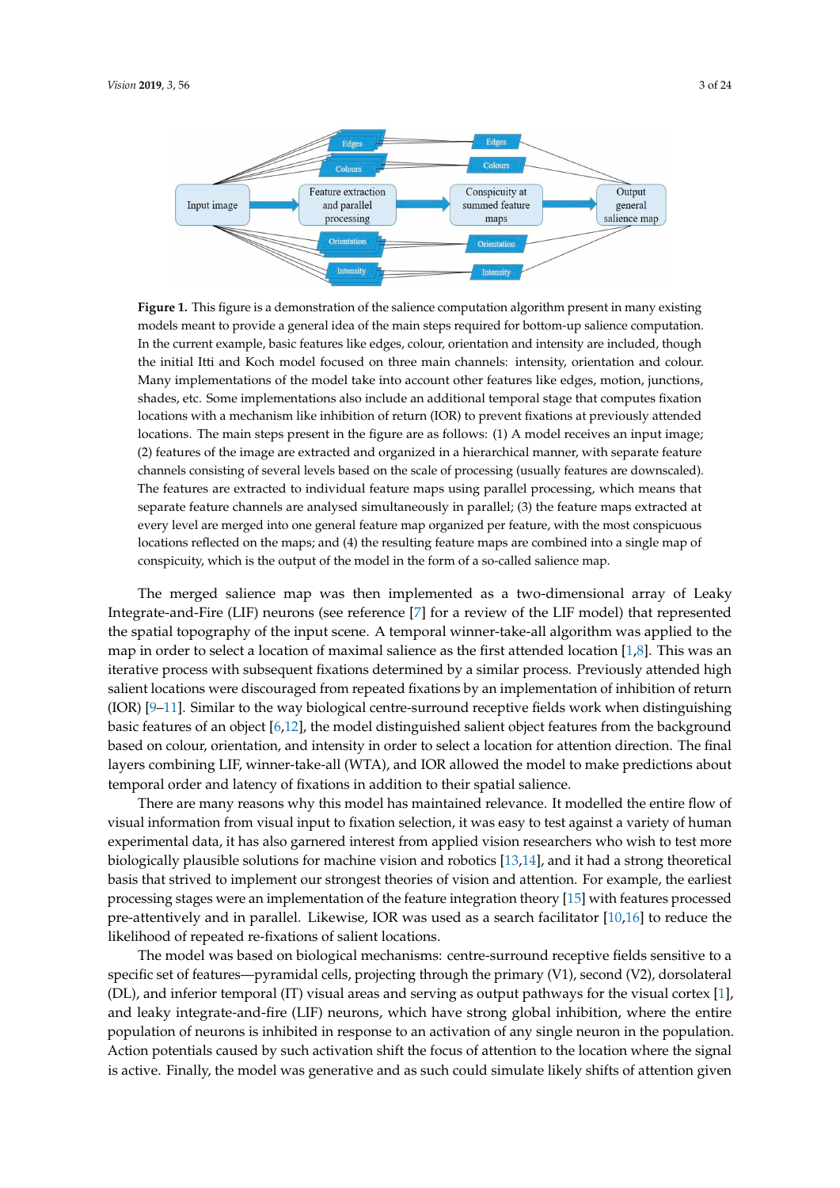**Figure 1.** This figure is a demonstration of the salience computation algorithm present in many existing models meant to provide a general idea of the main steps required for bottom-up salience computation. In the current example, basic features like edges, colour, orientation and intensity are included, though the initial Itti and Koch model focused on three main channels: intensity, orientation and colour. Many implementations of the model take into account other features like edges, motion, junctions, shades, etc. Some implementations also include an additional temporal stage that computes fixation locations with a mechanism like inhibition of return (IOR) to prevent fixations at previously attended locations. The main steps present in the figure are as follows: (1) A model receives an input image; (2) features of the image are extracted and organized in a hierarchical manner, with separate feature channels consisting of several levels based on the scale of processing (usually features are downscaled). The features are extracted to individual feature maps using parallel processing, which means that separate feature channels are analysed simultaneously in parallel; (3) the feature maps extracted at every level are merged into one general feature map organized per feature, with the most conspicuous locations reflected on the maps; and (4) the resulting feature maps are combined into a single map of conspicuity, which is the output of the model in the form of a so-called salience map.

The merged salience map was then implemented as a two-dimensional array of Leaky Integrate-and-Fire (LIF) neurons (see reference [7] for a review of the LIF model) that represented the spatial topography of the input scene. A temporal winner-take-all algorithm was applied to the map in order to select a location of maximal salience as the first attended location [1,8]. This was an iterative process with subsequent fixations determined by a similar process. Previously attended high salient locations were discouraged from repeated fixations by an implementation of inhibition of return (IOR) [9–11]. Similar to the way biological centre-surround receptive fields work when distinguishing basic features of an object [6,12], the model distinguished salient object features from the background based on colour, orientation, and intensity in order to select a location for attention direction. The final layers combining LIF, winner-take-all (WTA), and IOR allowed the model to make predictions about temporal order and latency of fixations in addition to their spatial salience.

There are many reasons why this model has maintained relevance. It modelled the entire flow of visual information from visual input to fixation selection, it was easy to test against a variety of human experimental data, it has also garnered interest from applied vision researchers who wish to test more biologically plausible solutions for machine vision and robotics [13,14], and it had a strong theoretical basis that strived to implement our strongest theories of vision and attention. For example, the earliest processing stages were an implementation of the feature integration theory [15] with features processed pre-attentively and in parallel. Likewise, IOR was used as a search facilitator [10,16] to reduce the likelihood of repeated re-fixations of salient locations.

The model was based on biological mechanisms: centre-surround receptive fields sensitive to a specific set of features—pyramidal cells, projecting through the primary (V1), second (V2), dorsolateral (DL), and inferior temporal (IT) visual areas and serving as output pathways for the visual cortex [1], and leaky integrate-and-fire (LIF) neurons, which have strong global inhibition, where the entire population of neurons is inhibited in response to an activation of any single neuron in the population. Action potentials caused by such activation shift the focus of attention to the location where the signal is active. Finally, the model was generative and as such could simulate likely shifts of attention given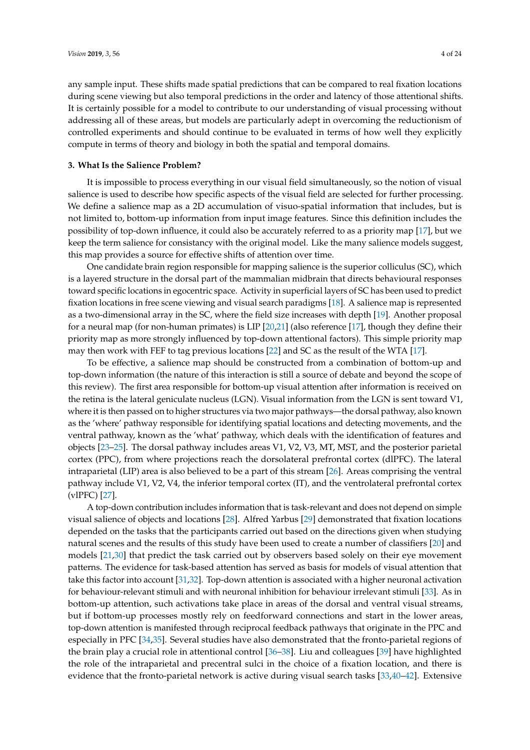any sample input. These shifts made spatial predictions that can be compared to real fixation locations during scene viewing but also temporal predictions in the order and latency of those attentional shifts. It is certainly possible for a model to contribute to our understanding of visual processing without addressing all of these areas, but models are particularly adept in overcoming the reductionism of controlled experiments and should continue to be evaluated in terms of how well they explicitly compute in terms of theory and biology in both the spatial and temporal domains.

### 3. What Is the Salience Problem?

It is impossible to process everything in our visual field simultaneously, so the notion of visual salience is used to describe how specific aspects of the visual field are selected for further processing. We define a salience map as a 2D accumulation of visuo-spatial information that includes, but is not limited to, bottom-up information from input image features. Since this definition includes the possibility of top-down influence, it could also be accurately referred to as a priority map [17], but we keep the term salience for consistancy with the original model. Like the many salience models suggest, this map provides a source for effective shifts of attention over time.

One candidate brain region responsible for mapping salience is the superior colliculus (SC), which is a layered structure in the dorsal part of the mammalian midbrain that directs behavioural responses toward specific locations in egocentric space. Activity in superficial layers of SC has been used to predict fixation locations in free scene viewing and visual search paradigms [18]. A salience map is represented as a two-dimensional array in the SC, where the field size increases with depth [19]. Another proposal for a neural map (for non-human primates) is LIP [20,21] (also reference [17], though they define their priority map as more strongly influenced by top-down attentional factors). This simple priority map may then work with FEF to tag previous locations [22] and SC as the result of the WTA [17].

To be effective, a salience map should be constructed from a combination of bottom-up and top-down information (the nature of this interaction is still a source of debate and beyond the scope of this review). The first area responsible for bottom-up visual attention after information is received on the retina is the lateral geniculate nucleus (LGN). Visual information from the LGN is sent toward V1, where it is then passed on to higher structures via two major pathways—the dorsal pathway, also known as the 'where' pathway responsible for identifying spatial locations and detecting movements, and the ventral pathway, known as the 'what' pathway, which deals with the identification of features and objects [23–25]. The dorsal pathway includes areas V1, V2, V3, MT, MST, and the posterior parietal cortex (PPC), from where projections reach the dorsolateral prefrontal cortex (dlPFC). The lateral intraparietal (LIP) area is also believed to be a part of this stream [26]. Areas comprising the ventral pathway include V1, V2, V4, the inferior temporal cortex (IT), and the ventrolateral prefrontal cortex (vlPFC) [27].

A top-down contribution includes information that is task-relevant and does not depend on simple visual salience of objects and locations [28]. Alfred Yarbus [29] demonstrated that fixation locations depended on the tasks that the participants carried out based on the directions given when studying natural scenes and the results of this study have been used to create a number of classifiers [20] and models [21,30] that predict the task carried out by observers based solely on their eye movement patterns. The evidence for task-based attention has served as basis for models of visual attention that take this factor into account [31,32]. Top-down attention is associated with a higher neuronal activation for behaviour-relevant stimuli and with neuronal inhibition for behaviour irrelevant stimuli [33]. As in bottom-up attention, such activations take place in areas of the dorsal and ventral visual streams, but if bottom-up processes mostly rely on feedforward connections and start in the lower areas, top-down attention is manifested through reciprocal feedback pathways that originate in the PPC and especially in PFC [34,35]. Several studies have also demonstrated that the fronto-parietal regions of the brain play a crucial role in attentional control [36–38]. Liu and colleagues [39] have highlighted the role of the intraparietal and precentral sulci in the choice of a fixation location, and there is evidence that the fronto-parietal network is active during visual search tasks [33,40–42]. Extensive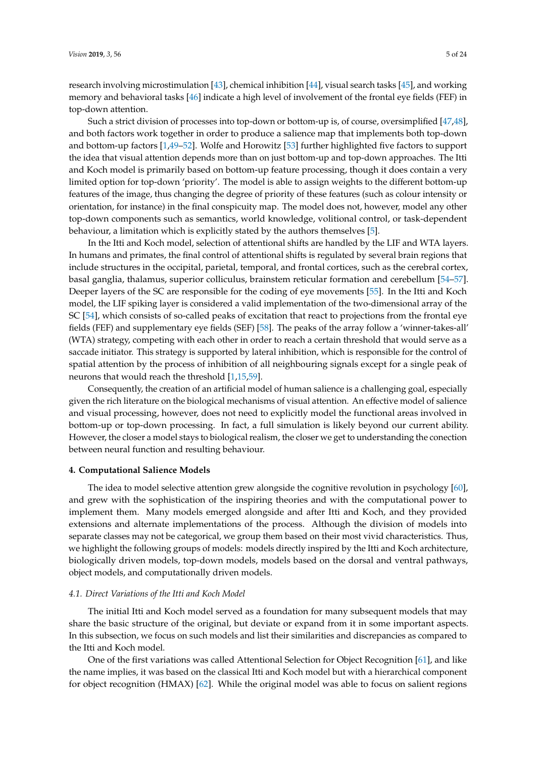research involving microstimulation [43], chemical inhibition [44], visual search tasks [45], and working memory and behavioral tasks [46] indicate a high level of involvement of the frontal eye fields (FEF) in top-down attention.

Such a strict division of processes into top-down or bottom-up is, of course, oversimplified [47,48], and both factors work together in order to produce a salience map that implements both top-down and bottom-up factors [1,49–52]. Wolfe and Horowitz [53] further highlighted five factors to support the idea that visual attention depends more than on just bottom-up and top-down approaches. The Itti and Koch model is primarily based on bottom-up feature processing, though it does contain a very limited option for top-down 'priority'. The model is able to assign weights to the different bottom-up features of the image, thus changing the degree of priority of these features (such as colour intensity or orientation, for instance) in the final conspicuity map. The model does not, however, model any other top-down components such as semantics, world knowledge, volitional control, or task-dependent behaviour, a limitation which is explicitly stated by the authors themselves [5].

In the Itti and Koch model, selection of attentional shifts are handled by the LIF and WTA layers. In humans and primates, the final control of attentional shifts is regulated by several brain regions that include structures in the occipital, parietal, temporal, and frontal cortices, such as the cerebral cortex, basal ganglia, thalamus, superior colliculus, brainstem reticular formation and cerebellum [54–57]. Deeper layers of the SC are responsible for the coding of eye movements [55]. In the Itti and Koch model, the LIF spiking layer is considered a valid implementation of the two-dimensional array of the SC [54], which consists of so-called peaks of excitation that react to projections from the frontal eye fields (FEF) and supplementary eye fields (SEF) [58]. The peaks of the array follow a 'winner-takes-all' (WTA) strategy, competing with each other in order to reach a certain threshold that would serve as a saccade initiator. This strategy is supported by lateral inhibition, which is responsible for the control of spatial attention by the process of inhibition of all neighbouring signals except for a single peak of neurons that would reach the threshold [1,15,59].

Consequently, the creation of an artificial model of human salience is a challenging goal, especially given the rich literature on the biological mechanisms of visual attention. An effective model of salience and visual processing, however, does not need to explicitly model the functional areas involved in bottom-up or top-down processing. In fact, a full simulation is likely beyond our current ability. However, the closer a model stays to biological realism, the closer we get to understanding the conection between neural function and resulting behaviour.

## 4. Computational Salience Models

The idea to model selective attention grew alongside the cognitive revolution in psychology [60], and grew with the sophistication of the inspiring theories and with the computational power to implement them. Many models emerged alongside and after Itti and Koch, and they provided extensions and alternate implementations of the process. Although the division of models into separate classes may not be categorical, we group them based on their most vivid characteristics. Thus, we highlight the following groups of models: models directly inspired by the Itti and Koch architecture, biologically driven models, top-down models, models based on the dorsal and ventral pathways, object models, and computationally driven models.

### *4.1. Direct Variations of the Itti and Koch Model*

The initial Itti and Koch model served as a foundation for many subsequent models that may share the basic structure of the original, but deviate or expand from it in some important aspects. In this subsection, we focus on such models and list their similarities and discrepancies as compared to the Itti and Koch model.

One of the first variations was called Attentional Selection for Object Recognition [61], and like the name implies, it was based on the classical Itti and Koch model but with a hierarchical component for object recognition (HMAX) [62]. While the original model was able to focus on salient regions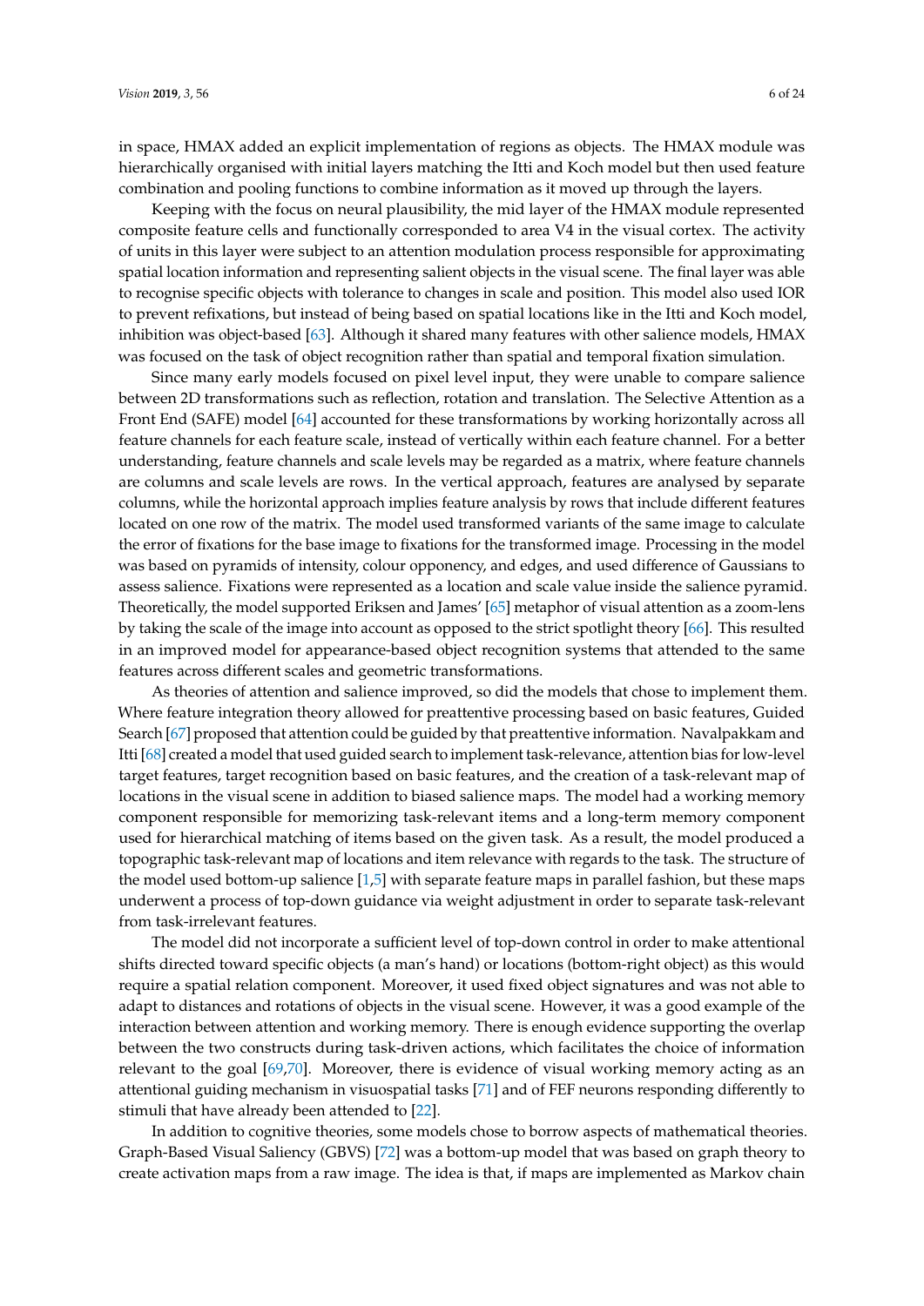in space, HMAX added an explicit implementation of regions as objects. The HMAX module was hierarchically organised with initial layers matching the Itti and Koch model but then used feature combination and pooling functions to combine information as it moved up through the layers.

Keeping with the focus on neural plausibility, the mid layer of the HMAX module represented composite feature cells and functionally corresponded to area V4 in the visual cortex. The activity of units in this layer were subject to an attention modulation process responsible for approximating spatial location information and representing salient objects in the visual scene. The final layer was able to recognise specific objects with tolerance to changes in scale and position. This model also used IOR to prevent refixations, but instead of being based on spatial locations like in the Itti and Koch model, inhibition was object-based [63]. Although it shared many features with other salience models, HMAX was focused on the task of object recognition rather than spatial and temporal fixation simulation.

Since many early models focused on pixel level input, they were unable to compare salience between 2D transformations such as reflection, rotation and translation. The Selective Attention as a Front End (SAFE) model [64] accounted for these transformations by working horizontally across all feature channels for each feature scale, instead of vertically within each feature channel. For a better understanding, feature channels and scale levels may be regarded as a matrix, where feature channels are columns and scale levels are rows. In the vertical approach, features are analysed by separate columns, while the horizontal approach implies feature analysis by rows that include different features located on one row of the matrix. The model used transformed variants of the same image to calculate the error of fixations for the base image to fixations for the transformed image. Processing in the model was based on pyramids of intensity, colour opponency, and edges, and used difference of Gaussians to assess salience. Fixations were represented as a location and scale value inside the salience pyramid. Theoretically, the model supported Eriksen and James' [65] metaphor of visual attention as a zoom-lens by taking the scale of the image into account as opposed to the strict spotlight theory [66]. This resulted in an improved model for appearance-based object recognition systems that attended to the same features across different scales and geometric transformations.

As theories of attention and salience improved, so did the models that chose to implement them. Where feature integration theory allowed for preattentive processing based on basic features, Guided Search [67] proposed that attention could be guided by that preattentive information. Navalpakkam and Itti [68] created a model that used guided search to implement task-relevance, attention bias for low-level target features, target recognition based on basic features, and the creation of a task-relevant map of locations in the visual scene in addition to biased salience maps. The model had a working memory component responsible for memorizing task-relevant items and a long-term memory component used for hierarchical matching of items based on the given task. As a result, the model produced a topographic task-relevant map of locations and item relevance with regards to the task. The structure of the model used bottom-up salience [1,5] with separate feature maps in parallel fashion, but these maps underwent a process of top-down guidance via weight adjustment in order to separate task-relevant from task-irrelevant features.

The model did not incorporate a sufficient level of top-down control in order to make attentional shifts directed toward specific objects (a man's hand) or locations (bottom-right object) as this would require a spatial relation component. Moreover, it used fixed object signatures and was not able to adapt to distances and rotations of objects in the visual scene. However, it was a good example of the interaction between attention and working memory. There is enough evidence supporting the overlap between the two constructs during task-driven actions, which facilitates the choice of information relevant to the goal [69,70]. Moreover, there is evidence of visual working memory acting as an attentional guiding mechanism in visuospatial tasks [71] and of FEF neurons responding differently to stimuli that have already been attended to [22].

In addition to cognitive theories, some models chose to borrow aspects of mathematical theories. Graph-Based Visual Saliency (GBVS) [72] was a bottom-up model that was based on graph theory to create activation maps from a raw image. The idea is that, if maps are implemented as Markov chain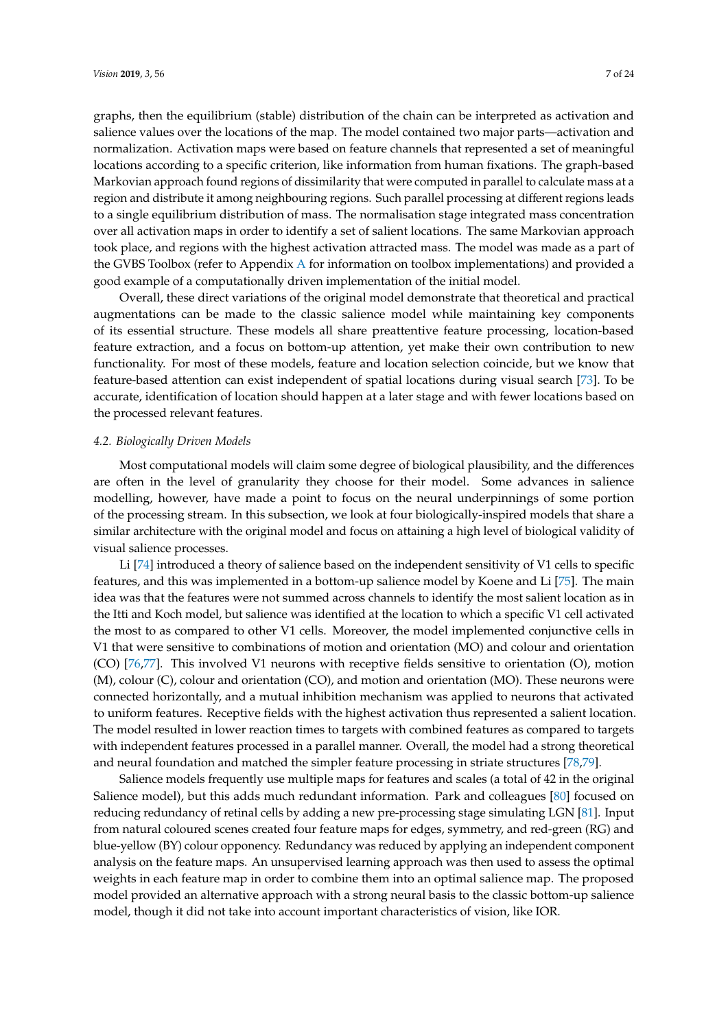graphs, then the equilibrium (stable) distribution of the chain can be interpreted as activation and salience values over the locations of the map. The model contained two major parts—activation and normalization. Activation maps were based on feature channels that represented a set of meaningful locations according to a specific criterion, like information from human fixations. The graph-based Markovian approach found regions of dissimilarity that were computed in parallel to calculate mass at a region and distribute it among neighbouring regions. Such parallel processing at different regions leads to a single equilibrium distribution of mass. The normalisation stage integrated mass concentration over all activation maps in order to identify a set of salient locations. The same Markovian approach took place, and regions with the highest activation attracted mass. The model was made as a part of the GVBS Toolbox (refer to Appendix A for information on toolbox implementations) and provided a good example of a computationally driven implementation of the initial model.

Overall, these direct variations of the original model demonstrate that theoretical and practical augmentations can be made to the classic salience model while maintaining key components of its essential structure. These models all share preattentive feature processing, location-based feature extraction, and a focus on bottom-up attention, yet make their own contribution to new functionality. For most of these models, feature and location selection coincide, but we know that feature-based attention can exist independent of spatial locations during visual search [73]. To be accurate, identification of location should happen at a later stage and with fewer locations based on the processed relevant features.

### *4.2. Biologically Driven Models*

Most computational models will claim some degree of biological plausibility, and the differences are often in the level of granularity they choose for their model. Some advances in salience modelling, however, have made a point to focus on the neural underpinnings of some portion of the processing stream. In this subsection, we look at four biologically-inspired models that share a similar architecture with the original model and focus on attaining a high level of biological validity of visual salience processes.

Li [74] introduced a theory of salience based on the independent sensitivity of V1 cells to specific features, and this was implemented in a bottom-up salience model by Koene and Li [75]. The main idea was that the features were not summed across channels to identify the most salient location as in the Itti and Koch model, but salience was identified at the location to which a specific V1 cell activated the most to as compared to other V1 cells. Moreover, the model implemented conjunctive cells in V1 that were sensitive to combinations of motion and orientation (MO) and colour and orientation (CO) [76,77]. This involved V1 neurons with receptive fields sensitive to orientation (O), motion (M), colour (C), colour and orientation (CO), and motion and orientation (MO). These neurons were connected horizontally, and a mutual inhibition mechanism was applied to neurons that activated to uniform features. Receptive fields with the highest activation thus represented a salient location. The model resulted in lower reaction times to targets with combined features as compared to targets with independent features processed in a parallel manner. Overall, the model had a strong theoretical and neural foundation and matched the simpler feature processing in striate structures [78,79].

Salience models frequently use multiple maps for features and scales (a total of 42 in the original Salience model), but this adds much redundant information. Park and colleagues [80] focused on reducing redundancy of retinal cells by adding a new pre-processing stage simulating LGN [81]. Input from natural coloured scenes created four feature maps for edges, symmetry, and red-green (RG) and blue-yellow (BY) colour opponency. Redundancy was reduced by applying an independent component analysis on the feature maps. An unsupervised learning approach was then used to assess the optimal weights in each feature map in order to combine them into an optimal salience map. The proposed model provided an alternative approach with a strong neural basis to the classic bottom-up salience model, though it did not take into account important characteristics of vision, like IOR.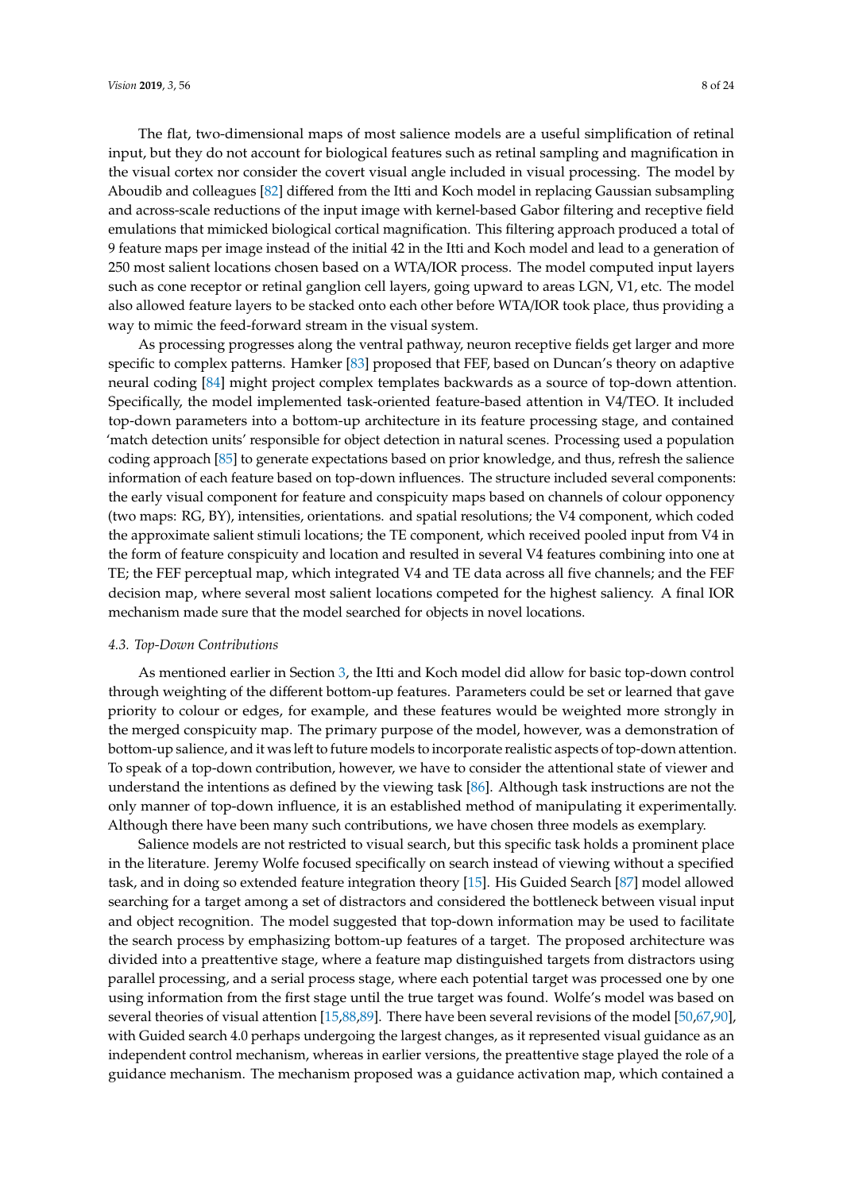The flat, two-dimensional maps of most salience models are a useful simplification of retinal input, but they do not account for biological features such as retinal sampling and magnification in the visual cortex nor consider the covert visual angle included in visual processing. The model by Aboudib and colleagues [82] differed from the Itti and Koch model in replacing Gaussian subsampling and across-scale reductions of the input image with kernel-based Gabor filtering and receptive field emulations that mimicked biological cortical magnification. This filtering approach produced a total of 9 feature maps per image instead of the initial 42 in the Itti and Koch model and lead to a generation of 250 most salient locations chosen based on a WTA/IOR process. The model computed input layers such as cone receptor or retinal ganglion cell layers, going upward to areas LGN, V1, etc. The model also allowed feature layers to be stacked onto each other before WTA/IOR took place, thus providing a way to mimic the feed-forward stream in the visual system.

As processing progresses along the ventral pathway, neuron receptive fields get larger and more specific to complex patterns. Hamker [83] proposed that FEF, based on Duncan's theory on adaptive neural coding [84] might project complex templates backwards as a source of top-down attention. Specifically, the model implemented task-oriented feature-based attention in V4/TEO. It included top-down parameters into a bottom-up architecture in its feature processing stage, and contained 'match detection units' responsible for object detection in natural scenes. Processing used a population coding approach [85] to generate expectations based on prior knowledge, and thus, refresh the salience information of each feature based on top-down influences. The structure included several components: the early visual component for feature and conspicuity maps based on channels of colour opponency (two maps: RG, BY), intensities, orientations. and spatial resolutions; the V4 component, which coded the approximate salient stimuli locations; the TE component, which received pooled input from V4 in the form of feature conspicuity and location and resulted in several V4 features combining into one at TE; the FEF perceptual map, which integrated V4 and TE data across all five channels; and the FEF decision map, where several most salient locations competed for the highest saliency. A final IOR mechanism made sure that the model searched for objects in novel locations.

### 4.3. Top-Down Contributions

As mentioned earlier in Section 3, the Itti and Koch model did allow for basic top-down control through weighting of the different bottom-up features. Parameters could be set or learned that gave priority to colour or edges, for example, and these features would be weighted more strongly in the merged conspicuity map. The primary purpose of the model, however, was a demonstration of bottom-up salience, and it was left to future models to incorporate realistic aspects of top-down attention. To speak of a top-down contribution, however, we have to consider the attentional state of viewer and understand the intentions as defined by the viewing task [86]. Although task instructions are not the only manner of top-down influence, it is an established method of manipulating it experimentally. Although there have been many such contributions, we have chosen three models as exemplary.

Salience models are not restricted to visual search, but this specific task holds a prominent place in the literature. Jeremy Wolfe focused specifically on search instead of viewing without a specified task, and in doing so extended feature integration theory [15]. His Guided Search [87] model allowed searching for a target among a set of distractors and considered the bottleneck between visual input and object recognition. The model suggested that top-down information may be used to facilitate the search process by emphasizing bottom-up features of a target. The proposed architecture was divided into a preattentive stage, where a feature map distinguished targets from distractors using parallel processing, and a serial process stage, where each potential target was processed one by one using information from the first stage until the true target was found. Wolfe's model was based on several theories of visual attention [15,88,89]. There have been several revisions of the model [50,67,90], with Guided search 4.0 perhaps undergoing the largest changes, as it represented visual guidance as an independent control mechanism, whereas in earlier versions, the preattentive stage played the role of a guidance mechanism. The mechanism proposed was a guidance activation map, which contained a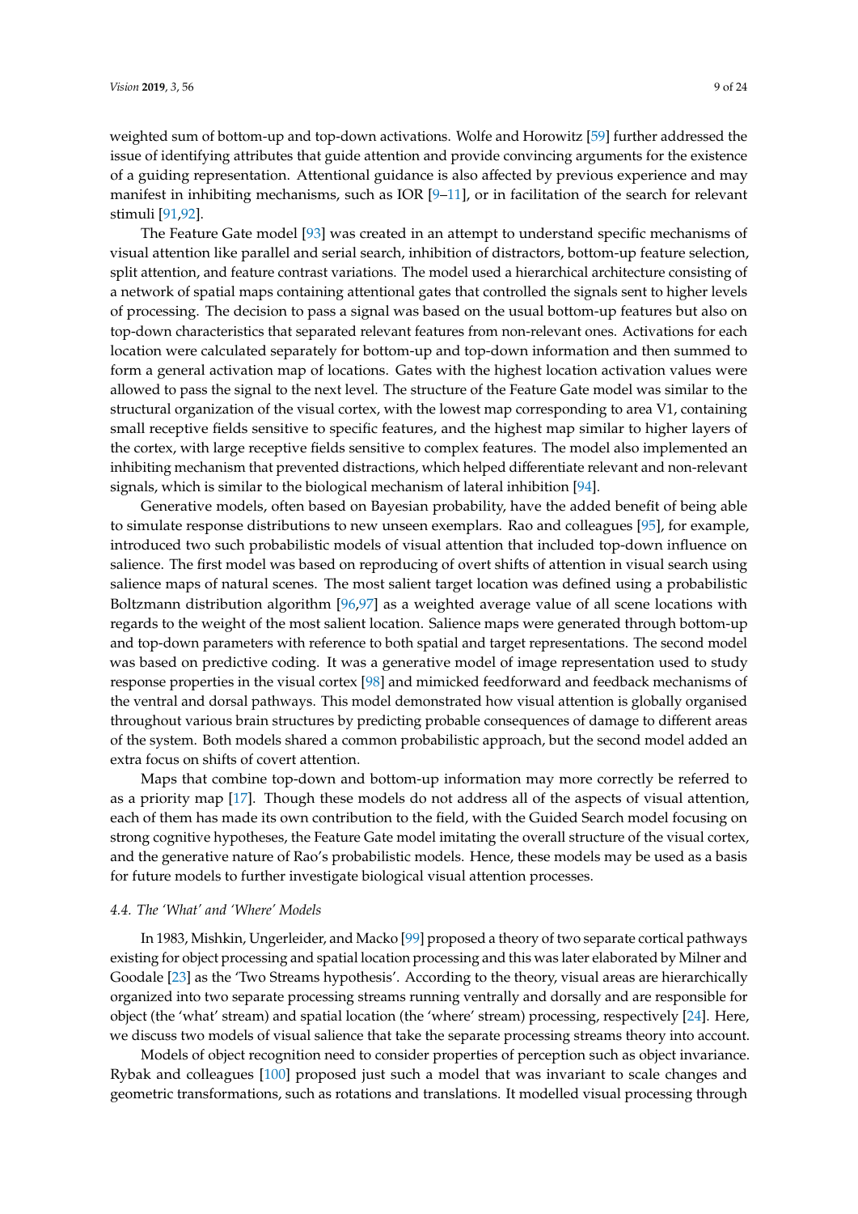weighted sum of bottom-up and top-down activations. Wolfe and Horowitz [59] further addressed the issue of identifying attributes that guide attention and provide convincing arguments for the existence of a guiding representation. Attentional guidance is also affected by previous experience and may manifest in inhibiting mechanisms, such as IOR [9–11], or in facilitation of the search for relevant stimuli [91,92].

The Feature Gate model [93] was created in an attempt to understand specific mechanisms of visual attention like parallel and serial search, inhibition of distractors, bottom-up feature selection, split attention, and feature contrast variations. The model used a hierarchical architecture consisting of a network of spatial maps containing attentional gates that controlled the signals sent to higher levels of processing. The decision to pass a signal was based on the usual bottom-up features but also on top-down characteristics that separated relevant features from non-relevant ones. Activations for each location were calculated separately for bottom-up and top-down information and then summed to form a general activation map of locations. Gates with the highest location activation values were allowed to pass the signal to the next level. The structure of the Feature Gate model was similar to the structural organization of the visual cortex, with the lowest map corresponding to area V1, containing small receptive fields sensitive to specific features, and the highest map similar to higher layers of the cortex, with large receptive fields sensitive to complex features. The model also implemented an inhibiting mechanism that prevented distractions, which helped differentiate relevant and non-relevant signals, which is similar to the biological mechanism of lateral inhibition [94].

Generative models, often based on Bayesian probability, have the added benefit of being able to simulate response distributions to new unseen exemplars. Rao and colleagues [95], for example, introduced two such probabilistic models of visual attention that included top-down influence on salience. The first model was based on reproducing of overt shifts of attention in visual search using salience maps of natural scenes. The most salient target location was defined using a probabilistic Boltzmann distribution algorithm [96,97] as a weighted average value of all scene locations with regards to the weight of the most salient location. Salience maps were generated through bottom-up and top-down parameters with reference to both spatial and target representations. The second model was based on predictive coding. It was a generative model of image representation used to study response properties in the visual cortex [98] and mimicked feedforward and feedback mechanisms of the ventral and dorsal pathways. This model demonstrated how visual attention is globally organised throughout various brain structures by predicting probable consequences of damage to different areas of the system. Both models shared a common probabilistic approach, but the second model added an extra focus on shifts of covert attention.

Maps that combine top-down and bottom-up information may more correctly be referred to as a priority map [17]. Though these models do not address all of the aspects of visual attention, each of them has made its own contribution to the field, with the Guided Search model focusing on strong cognitive hypotheses, the Feature Gate model imitating the overall structure of the visual cortex, and the generative nature of Rao's probabilistic models. Hence, these models may be used as a basis for future models to further investigate biological visual attention processes.

### *4.4. The 'What' and 'Where' Models*

In 1983, Mishkin, Ungerleider, and Macko [99] proposed a theory of two separate cortical pathways existing for object processing and spatial location processing and this was later elaborated by Milner and Goodale [23] as the 'Two Streams hypothesis'. According to the theory, visual areas are hierarchically organized into two separate processing streams running ventrally and dorsally and are responsible for object (the 'what' stream) and spatial location (the 'where' stream) processing, respectively [24]. Here, we discuss two models of visual salience that take the separate processing streams theory into account.

Models of object recognition need to consider properties of perception such as object invariance. Rybak and colleagues [100] proposed just such a model that was invariant to scale changes and geometric transformations, such as rotations and translations. It modelled visual processing through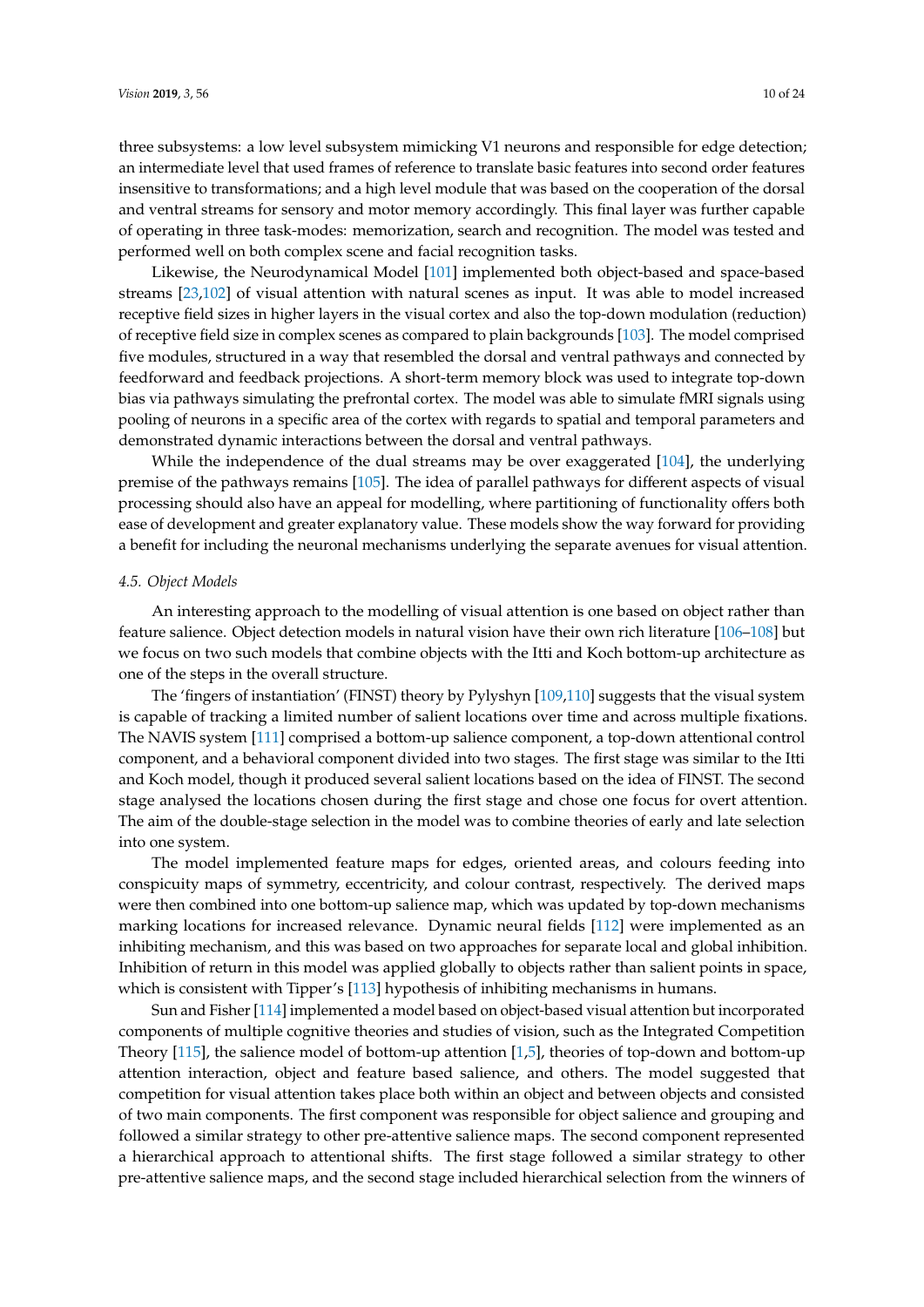three subsystems: a low level subsystem mimicking V1 neurons and responsible for edge detection; an intermediate level that used frames of reference to translate basic features into second order features insensitive to transformations; and a high level module that was based on the cooperation of the dorsal and ventral streams for sensory and motor memory accordingly. This final layer was further capable of operating in three task-modes: memorization, search and recognition. The model was tested and performed well on both complex scene and facial recognition tasks.

Likewise, the Neurodynamical Model [101] implemented both object-based and space-based streams [23,102] of visual attention with natural scenes as input. It was able to model increased receptive field sizes in higher layers in the visual cortex and also the top-down modulation (reduction) of receptive field size in complex scenes as compared to plain backgrounds [103]. The model comprised five modules, structured in a way that resembled the dorsal and ventral pathways and connected by feedforward and feedback projections. A short-term memory block was used to integrate top-down bias via pathways simulating the prefrontal cortex. The model was able to simulate fMRI signals using pooling of neurons in a specific area of the cortex with regards to spatial and temporal parameters and demonstrated dynamic interactions between the dorsal and ventral pathways.

While the independence of the dual streams may be over exaggerated [104], the underlying premise of the pathways remains [105]. The idea of parallel pathways for different aspects of visual processing should also have an appeal for modelling, where partitioning of functionality offers both ease of development and greater explanatory value. These models show the way forward for providing a benefit for including the neuronal mechanisms underlying the separate avenues for visual attention.

### *4.5. Object Models*

An interesting approach to the modelling of visual attention is one based on object rather than feature salience. Object detection models in natural vision have their own rich literature [106–108] but we focus on two such models that combine objects with the Itti and Koch bottom-up architecture as one of the steps in the overall structure.

The 'fingers of instantiation' (FINST) theory by Pylyshyn [109,110] suggests that the visual system is capable of tracking a limited number of salient locations over time and across multiple fixations. The NAVIS system [111] comprised a bottom-up salience component, a top-down attentional control component, and a behavioral component divided into two stages. The first stage was similar to the Itti and Koch model, though it produced several salient locations based on the idea of FINST. The second stage analysed the locations chosen during the first stage and chose one focus for overt attention. The aim of the double-stage selection in the model was to combine theories of early and late selection into one system.

The model implemented feature maps for edges, oriented areas, and colours feeding into conspicuity maps of symmetry, eccentricity, and colour contrast, respectively. The derived maps were then combined into one bottom-up salience map, which was updated by top-down mechanisms marking locations for increased relevance. Dynamic neural fields [112] were implemented as an inhibiting mechanism, and this was based on two approaches for separate local and global inhibition. Inhibition of return in this model was applied globally to objects rather than salient points in space, which is consistent with Tipper's [113] hypothesis of inhibiting mechanisms in humans.

Sun and Fisher [114] implemented a model based on object-based visual attention but incorporated components of multiple cognitive theories and studies of vision, such as the Integrated Competition Theory [115], the salience model of bottom-up attention [1,5], theories of top-down and bottom-up attention interaction, object and feature based salience, and others. The model suggested that competition for visual attention takes place both within an object and between objects and consisted of two main components. The first component was responsible for object salience and grouping and followed a similar strategy to other pre-attentive salience maps. The second component represented a hierarchical approach to attentional shifts. The first stage followed a similar strategy to other pre-attentive salience maps, and the second stage included hierarchical selection from the winners of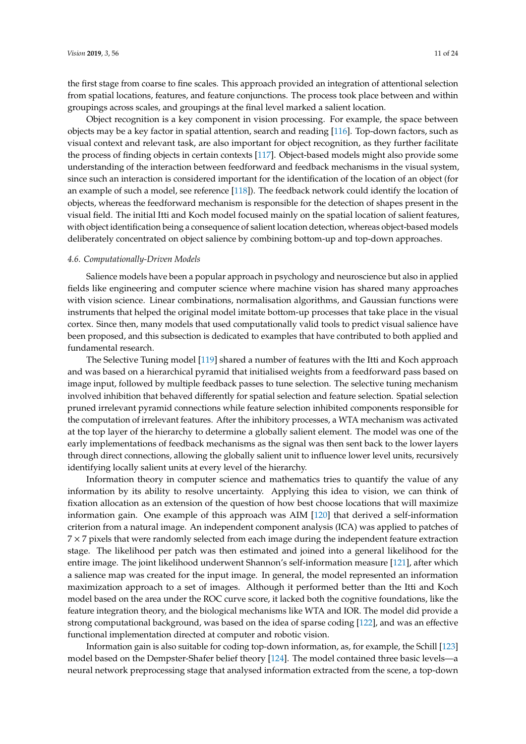the first stage from coarse to fine scales. This approach provided an integration of attentional selection from spatial locations, features, and feature conjunctions. The process took place between and within groupings across scales, and groupings at the final level marked a salient location.

Object recognition is a key component in vision processing. For example, the space between objects may be a key factor in spatial attention, search and reading [116]. Top-down factors, such as visual context and relevant task, are also important for object recognition, as they further facilitate the process of finding objects in certain contexts [117]. Object-based models might also provide some understanding of the interaction between feedforward and feedback mechanisms in the visual system, since such an interaction is considered important for the identification of the location of an object (for an example of such a model, see reference [118]). The feedback network could identify the location of objects, whereas the feedforward mechanism is responsible for the detection of shapes present in the visual field. The initial Itti and Koch model focused mainly on the spatial location of salient features, with object identification being a consequence of salient location detection, whereas object-based models deliberately concentrated on object salience by combining bottom-up and top-down approaches.

### *4.6. Computationally-Driven Models*

Salience models have been a popular approach in psychology and neuroscience but also in applied fields like engineering and computer science where machine vision has shared many approaches with vision science. Linear combinations, normalisation algorithms, and Gaussian functions were instruments that helped the original model imitate bottom-up processes that take place in the visual cortex. Since then, many models that used computationally valid tools to predict visual salience have been proposed, and this subsection is dedicated to examples that have contributed to both applied and fundamental research.

The Selective Tuning model [119] shared a number of features with the Itti and Koch approach and was based on a hierarchical pyramid that initialised weights from a feedforward pass based on image input, followed by multiple feedback passes to tune selection. The selective tuning mechanism involved inhibition that behaved differently for spatial selection and feature selection. Spatial selection pruned irrelevant pyramid connections while feature selection inhibited components responsible for the computation of irrelevant features. After the inhibitory processes, a WTA mechanism was activated at the top layer of the hierarchy to determine a globally salient element. The model was one of the early implementations of feedback mechanisms as the signal was then sent back to the lower layers through direct connections, allowing the globally salient unit to influence lower level units, recursively identifying locally salient units at every level of the hierarchy.

Information theory in computer science and mathematics tries to quantify the value of any information by its ability to resolve uncertainty. Applying this idea to vision, we can think of fixation allocation as an extension of the question of how best choose locations that will maximize information gain. One example of this approach was AIM [120] that derived a self-information criterion from a natural image. An independent component analysis (ICA) was applied to patches of $7 \times 7$ pixels that were randomly selected from each image during the independent feature extraction stage. The likelihood per patch was then estimated and joined into a general likelihood for the entire image. The joint likelihood underwent Shannon's self-information measure [121], after which a salience map was created for the input image. In general, the model represented an information maximization approach to a set of images. Although it performed better than the Itti and Koch model based on the area under the ROC curve score, it lacked both the cognitive foundations, like the feature integration theory, and the biological mechanisms like WTA and IOR. The model did provide a strong computational background, was based on the idea of sparse coding [122], and was an effective functional implementation directed at computer and robotic vision.

Information gain is also suitable for coding top-down information, as, for example, the Schill [123] model based on the Dempster-Shafer belief theory [124]. The model contained three basic levels—a neural network preprocessing stage that analysed information extracted from the scene, a top-down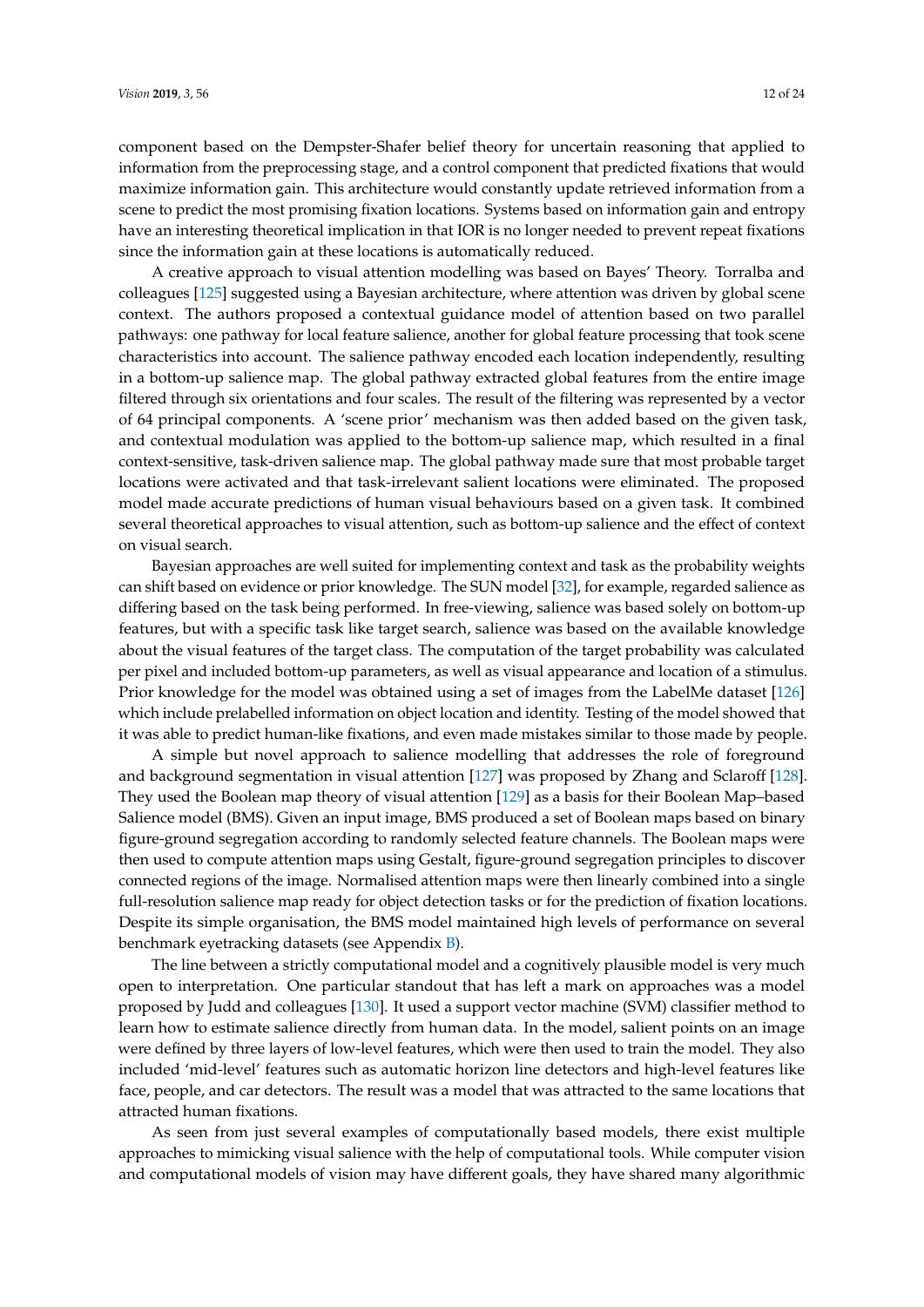component based on the Dempster-Shafer belief theory for uncertain reasoning that applied to information from the preprocessing stage, and a control component that predicted fixations that would maximize information gain. This architecture would constantly update retrieved information from a scene to predict the most promising fixation locations. Systems based on information gain and entropy have an interesting theoretical implication in that IOR is no longer needed to prevent repeat fixations since the information gain at these locations is automatically reduced.

A creative approach to visual attention modelling was based on Bayes' Theory. Torralba and colleagues [125] suggested using a Bayesian architecture, where attention was driven by global scene context. The authors proposed a contextual guidance model of attention based on two parallel pathways: one pathway for local feature salience, another for global feature processing that took scene characteristics into account. The salience pathway encoded each location independently, resulting in a bottom-up salience map. The global pathway extracted global features from the entire image filtered through six orientations and four scales. The result of the filtering was represented by a vector of 64 principal components. A 'scene prior' mechanism was then added based on the given task, and contextual modulation was applied to the bottom-up salience map, which resulted in a final context-sensitive, task-driven salience map. The global pathway made sure that most probable target locations were activated and that task-irrelevant salient locations were eliminated. The proposed model made accurate predictions of human visual behaviours based on a given task. It combined several theoretical approaches to visual attention, such as bottom-up salience and the effect of context on visual search.

Bayesian approaches are well suited for implementing context and task as the probability weights can shift based on evidence or prior knowledge. The SUN model [32], for example, regarded salience as differing based on the task being performed. In free-viewing, salience was based solely on bottom-up features, but with a specific task like target search, salience was based on the available knowledge about the visual features of the target class. The computation of the target probability was calculated per pixel and included bottom-up parameters, as well as visual appearance and location of a stimulus. Prior knowledge for the model was obtained using a set of images from the LabelMe dataset [126] which include prelabelled information on object location and identity. Testing of the model showed that it was able to predict human-like fixations, and even made mistakes similar to those made by people.

A simple but novel approach to salience modelling that addresses the role of foreground and background segmentation in visual attention [127] was proposed by Zhang and Sclaroff [128]. They used the Boolean map theory of visual attention [129] as a basis for their Boolean Map–based Salience model (BMS). Given an input image, BMS produced a set of Boolean maps based on binary figure-ground segregation according to randomly selected feature channels. The Boolean maps were then used to compute attention maps using Gestalt, figure-ground segregation principles to discover connected regions of the image. Normalised attention maps were then linearly combined into a single full-resolution salience map ready for object detection tasks or for the prediction of fixation locations. Despite its simple organisation, the BMS model maintained high levels of performance on several benchmark eyetracking datasets (see Appendix B).

The line between a strictly computational model and a cognitively plausible model is very much open to interpretation. One particular standout that has left a mark on approaches was a model proposed by Judd and colleagues [130]. It used a support vector machine (SVM) classifier method to learn how to estimate salience directly from human data. In the model, salient points on an image were defined by three layers of low-level features, which were then used to train the model. They also included 'mid-level' features such as automatic horizon line detectors and high-level features like face, people, and car detectors. The result was a model that was attracted to the same locations that attracted human fixations.

As seen from just several examples of computationally based models, there exist multiple approaches to mimicking visual salience with the help of computational tools. While computer vision and computational models of vision may have different goals, they have shared many algorithmic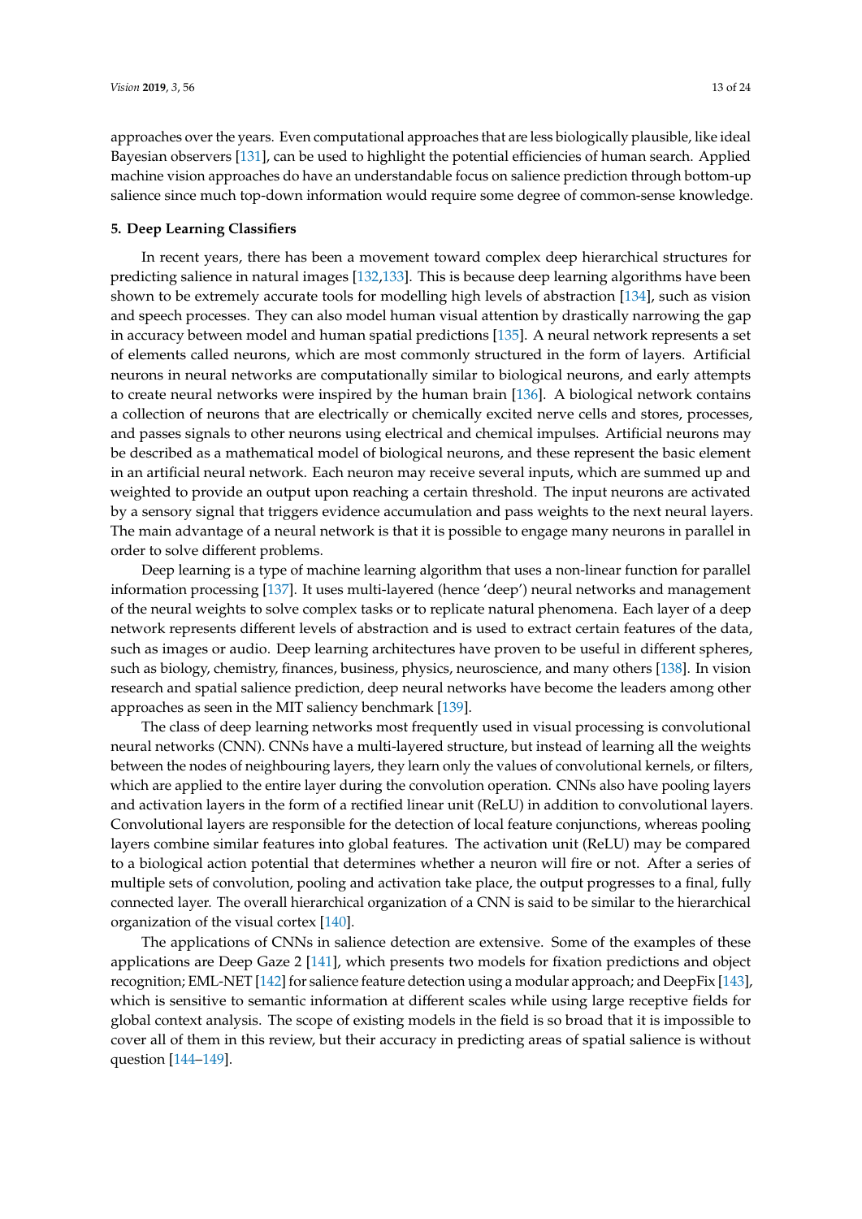approaches over the years. Even computational approaches that are less biologically plausible, like ideal Bayesian observers [131], can be used to highlight the potential efficiencies of human search. Applied machine vision approaches do have an understandable focus on salience prediction through bottom-up salience since much top-down information would require some degree of common-sense knowledge.

## 5. Deep Learning Classifiers

In recent years, there has been a movement toward complex deep hierarchical structures for predicting salience in natural images [132,133]. This is because deep learning algorithms have been shown to be extremely accurate tools for modelling high levels of abstraction [134], such as vision and speech processes. They can also model human visual attention by drastically narrowing the gap in accuracy between model and human spatial predictions [135]. A neural network represents a set of elements called neurons, which are most commonly structured in the form of layers. Artificial neurons in neural networks are computationally similar to biological neurons, and early attempts to create neural networks were inspired by the human brain [136]. A biological network contains a collection of neurons that are electrically or chemically excited nerve cells and stores, processes, and passes signals to other neurons using electrical and chemical impulses. Artificial neurons may be described as a mathematical model of biological neurons, and these represent the basic element in an artificial neural network. Each neuron may receive several inputs, which are summed up and weighted to provide an output upon reaching a certain threshold. The input neurons are activated by a sensory signal that triggers evidence accumulation and pass weights to the next neural layers. The main advantage of a neural network is that it is possible to engage many neurons in parallel in order to solve different problems.

Deep learning is a type of machine learning algorithm that uses a non-linear function for parallel information processing [137]. It uses multi-layered (hence 'deep') neural networks and management of the neural weights to solve complex tasks or to replicate natural phenomena. Each layer of a deep network represents different levels of abstraction and is used to extract certain features of the data, such as images or audio. Deep learning architectures have proven to be useful in different spheres, such as biology, chemistry, finances, business, physics, neuroscience, and many others [138]. In vision research and spatial salience prediction, deep neural networks have become the leaders among other approaches as seen in the MIT saliency benchmark [139].

The class of deep learning networks most frequently used in visual processing is convolutional neural networks (CNN). CNNs have a multi-layered structure, but instead of learning all the weights between the nodes of neighbouring layers, they learn only the values of convolutional kernels, or filters, which are applied to the entire layer during the convolution operation. CNNs also have pooling layers and activation layers in the form of a rectified linear unit (ReLU) in addition to convolutional layers. Convolutional layers are responsible for the detection of local feature conjunctions, whereas pooling layers combine similar features into global features. The activation unit (ReLU) may be compared to a biological action potential that determines whether a neuron will fire or not. After a series of multiple sets of convolution, pooling and activation take place, the output progresses to a final, fully connected layer. The overall hierarchical organization of a CNN is said to be similar to the hierarchical organization of the visual cortex [140].

The applications of CNNs in salience detection are extensive. Some of the examples of these applications are Deep Gaze 2 [141], which presents two models for fixation predictions and object recognition; EML-NET [142] for salience feature detection using a modular approach; and DeepFix [143], which is sensitive to semantic information at different scales while using large receptive fields for global context analysis. The scope of existing models in the field is so broad that it is impossible to cover all of them in this review, but their accuracy in predicting areas of spatial salience is without question [144–149].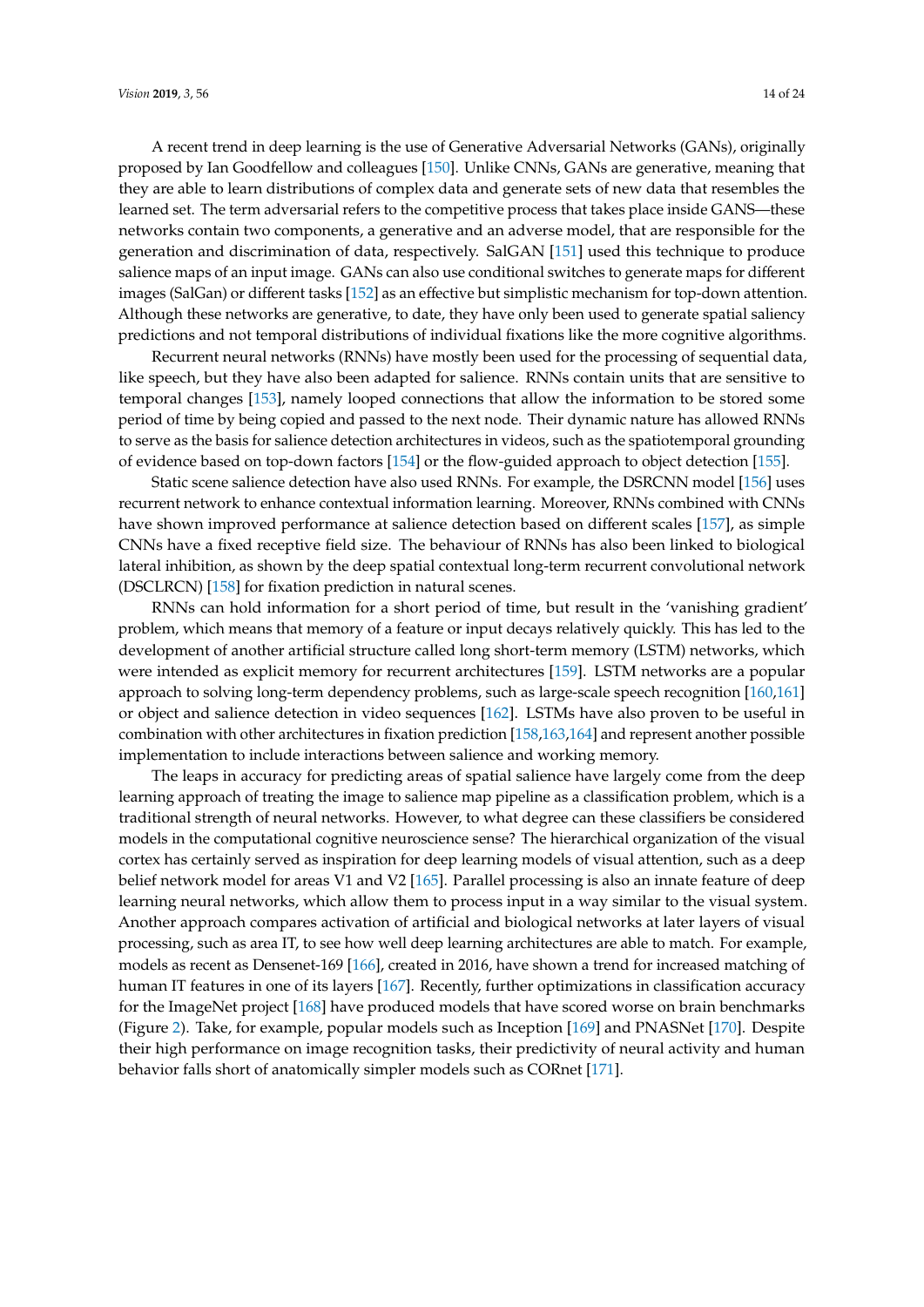A recent trend in deep learning is the use of Generative Adversarial Networks (GANs), originally proposed by Ian Goodfellow and colleagues [150]. Unlike CNNs, GANs are generative, meaning that they are able to learn distributions of complex data and generate sets of new data that resembles the learned set. The term adversarial refers to the competitive process that takes place inside GANS—these networks contain two components, a generative and an adverse model, that are responsible for the generation and discrimination of data, respectively. SalGAN [151] used this technique to produce salience maps of an input image. GANs can also use conditional switches to generate maps for different images (SalGan) or different tasks [152] as an effective but simplistic mechanism for top-down attention. Although these networks are generative, to date, they have only been used to generate spatial saliency predictions and not temporal distributions of individual fixations like the more cognitive algorithms.

Recurrent neural networks (RNNs) have mostly been used for the processing of sequential data, like speech, but they have also been adapted for salience. RNNs contain units that are sensitive to temporal changes [153], namely looped connections that allow the information to be stored some period of time by being copied and passed to the next node. Their dynamic nature has allowed RNNs to serve as the basis for salience detection architectures in videos, such as the spatiotemporal grounding of evidence based on top-down factors [154] or the flow-guided approach to object detection [155].

Static scene salience detection have also used RNNs. For example, the DSRCNN model [156] uses recurrent network to enhance contextual information learning. Moreover, RNNs combined with CNNs have shown improved performance at salience detection based on different scales [157], as simple CNNs have a fixed receptive field size. The behaviour of RNNs has also been linked to biological lateral inhibition, as shown by the deep spatial contextual long-term recurrent convolutional network (DSCLRCN) [158] for fixation prediction in natural scenes.

RNNs can hold information for a short period of time, but result in the 'vanishing gradient' problem, which means that memory of a feature or input decays relatively quickly. This has led to the development of another artificial structure called long short-term memory (LSTM) networks, which were intended as explicit memory for recurrent architectures [159]. LSTM networks are a popular approach to solving long-term dependency problems, such as large-scale speech recognition [160,161] or object and salience detection in video sequences [162]. LSTMs have also proven to be useful in combination with other architectures in fixation prediction [158,163,164] and represent another possible implementation to include interactions between salience and working memory.

The leaps in accuracy for predicting areas of spatial salience have largely come from the deep learning approach of treating the image to salience map pipeline as a classification problem, which is a traditional strength of neural networks. However, to what degree can these classifiers be considered models in the computational cognitive neuroscience sense? The hierarchical organization of the visual cortex has certainly served as inspiration for deep learning models of visual attention, such as a deep belief network model for areas V1 and V2 [165]. Parallel processing is also an innate feature of deep learning neural networks, which allow them to process input in a way similar to the visual system. Another approach compares activation of artificial and biological networks at later layers of visual processing, such as area IT, to see how well deep learning architectures are able to match. For example, models as recent as Densenet-169 [166], created in 2016, have shown a trend for increased matching of human IT features in one of its layers [167]. Recently, further optimizations in classification accuracy for the ImageNet project [168] have produced models that have scored worse on brain benchmarks (Figure 2). Take, for example, popular models such as Inception [169] and PNASNet [170]. Despite their high performance on image recognition tasks, their predictivity of neural activity and human behavior falls short of anatomically simpler models such as CORnet [171].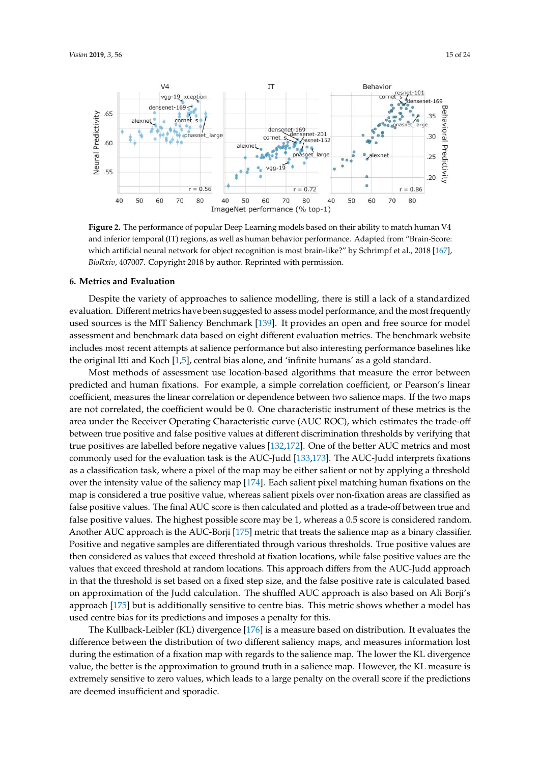**Figure 2.** The performance of popular Deep Learning models based on their ability to match human V4 and inferior temporal (IT) regions, as well as human behavior performance. Adapted from "Brain-Score: which artificial neural network for object recognition is most brain-like?" by Schrimpf et al., 2018 [167], *BioRxiv*, 407007. Copyright 2018 by author. Reprinted with permission.

## 6. Metrics and Evaluation

Despite the variety of approaches to salience modelling, there is still a lack of a standardized evaluation. Different metrics have been suggested to assess model performance, and the most frequently used sources is the MIT Saliency Benchmark [139]. It provides an open and free source for model assessment and benchmark data based on eight different evaluation metrics. The benchmark website includes most recent attempts at salience performance but also interesting performance baselines like the original Itti and Koch [1,5], central bias alone, and 'infinite humans' as a gold standard.

Most methods of assessment use location-based algorithms that measure the error between predicted and human fixations. For example, a simple correlation coefficient, or Pearson's linear coefficient, measures the linear correlation or dependence between two salience maps. If the two maps are not correlated, the coefficient would be 0. One characteristic instrument of these metrics is the area under the Receiver Operating Characteristic curve (AUC ROC), which estimates the trade-off between true positive and false positive values at different discrimination thresholds by verifying that true positives are labelled before negative values [132,172]. One of the better AUC metrics and most commonly used for the evaluation task is the AUC-Judd [133,173]. The AUC-Judd interprets fixations as a classification task, where a pixel of the map may be either salient or not by applying a threshold over the intensity value of the saliency map [174]. Each salient pixel matching human fixations on the map is considered a true positive value, whereas salient pixels over non-fixation areas are classified as false positive values. The final AUC score is then calculated and plotted as a trade-off between true and false positive values. The highest possible score may be 1, whereas a 0.5 score is considered random. Another AUC approach is the AUC-Borji [175] metric that treats the salience map as a binary classifier. Positive and negative samples are differentiated through various thresholds. True positive values are then considered as values that exceed threshold at fixation locations, while false positive values are the values that exceed threshold at random locations. This approach differs from the AUC-Judd approach in that the threshold is set based on a fixed step size, and the false positive rate is calculated based on approximation of the Judd calculation. The shuffled AUC approach is also based on Ali Borji's approach [175] but is additionally sensitive to centre bias. This metric shows whether a model has used centre bias for its predictions and imposes a penalty for this.

The Kullback-Leibler (KL) divergence [176] is a measure based on distribution. It evaluates the difference between the distribution of two different saliency maps, and measures information lost during the estimation of a fixation map with regards to the salience map. The lower the KL divergence value, the better is the approximation to ground truth in a salience map. However, the KL measure is extremely sensitive to zero values, which leads to a large penalty on the overall score if the predictions are deemed insufficient and sporadic.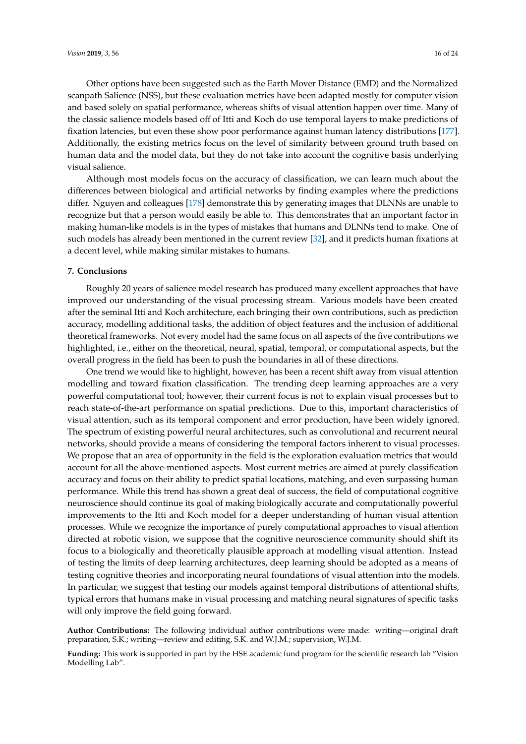Other options have been suggested such as the Earth Mover Distance (EMD) and the Normalized scanpath Salience (NSS), but these evaluation metrics have been adapted mostly for computer vision and based solely on spatial performance, whereas shifts of visual attention happen over time. Many of the classic salience models based off of Itti and Koch do use temporal layers to make predictions of fixation latencies, but even these show poor performance against human latency distributions [177]. Additionally, the existing metrics focus on the level of similarity between ground truth based on human data and the model data, but they do not take into account the cognitive basis underlying visual salience.

Although most models focus on the accuracy of classification, we can learn much about the differences between biological and artificial networks by finding examples where the predictions differ. Nguyen and colleagues [178] demonstrate this by generating images that DLNNs are unable to recognize but that a person would easily be able to. This demonstrates that an important factor in making human-like models is in the types of mistakes that humans and DLNNs tend to make. One of such models has already been mentioned in the current review [32], and it predicts human fixations at a decent level, while making similar mistakes to humans.

## 7. Conclusions

Roughly 20 years of salience model research has produced many excellent approaches that have improved our understanding of the visual processing stream. Various models have been created after the seminal Itti and Koch architecture, each bringing their own contributions, such as prediction accuracy, modelling additional tasks, the addition of object features and the inclusion of additional theoretical frameworks. Not every model had the same focus on all aspects of the five contributions we highlighted, i.e., either on the theoretical, neural, spatial, temporal, or computational aspects, but the overall progress in the field has been to push the boundaries in all of these directions.

One trend we would like to highlight, however, has been a recent shift away from visual attention modelling and toward fixation classification. The trending deep learning approaches are a very powerful computational tool; however, their current focus is not to explain visual processes but to reach state-of-the-art performance on spatial predictions. Due to this, important characteristics of visual attention, such as its temporal component and error production, have been widely ignored. The spectrum of existing powerful neural architectures, such as convolutional and recurrent neural networks, should provide a means of considering the temporal factors inherent to visual processes. We propose that an area of opportunity in the field is the exploration evaluation metrics that would account for all the above-mentioned aspects. Most current metrics are aimed at purely classification accuracy and focus on their ability to predict spatial locations, matching, and even surpassing human performance. While this trend has shown a great deal of success, the field of computational cognitive neuroscience should continue its goal of making biologically accurate and computationally powerful improvements to the Itti and Koch model for a deeper understanding of human visual attention processes. While we recognize the importance of purely computational approaches to visual attention directed at robotic vision, we suppose that the cognitive neuroscience community should shift its focus to a biologically and theoretically plausible approach at modelling visual attention. Instead of testing the limits of deep learning architectures, deep learning should be adopted as a means of testing cognitive theories and incorporating neural foundations of visual attention into the models. In particular, we suggest that testing our models against temporal distributions of attentional shifts, typical errors that humans make in visual processing and matching neural signatures of specific tasks will only improve the field going forward.

**Author Contributions:** The following individual author contributions were made: writing—original draft preparation, S.K.; writing—review and editing, S.K. and W.J.M.; supervision, W.J.M.

**Funding:** This work is supported in part by the HSE academic fund program for the scientific research lab "Vision Modelling Lab".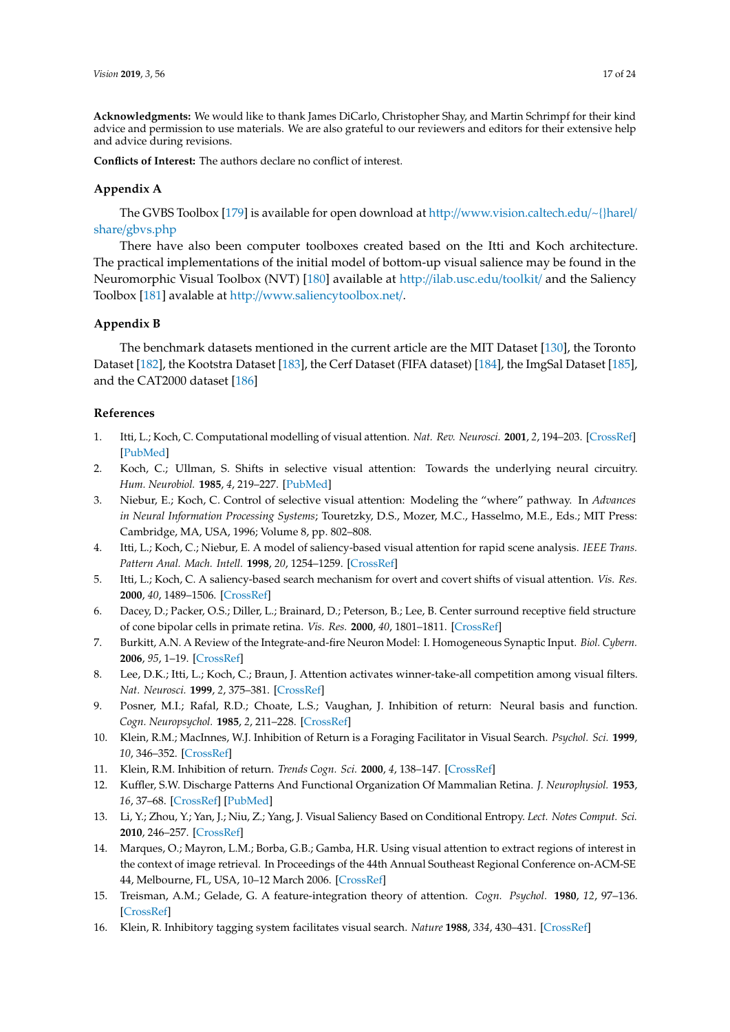**Acknowledgments:** We would like to thank James DiCarlo, Christopher Shay, and Martin Schrimpf for their kind advice and permission to use materials. We are also grateful to our reviewers and editors for their extensive help and advice during revisions.

**Conflicts of Interest:** The authors declare no conflict of interest.

## Appendix A

The GVBS Toolbox [179] is available for open download at http://www.vision.caltech.edu/~{}harel/share/gbvs.php

There have also been computer toolboxes created based on the Itti and Koch architecture. The practical implementations of the initial model of bottom-up visual salience may be found in the Neuromorphic Visual Toolbox (NVT) [180] available at http://ilab.usc.edu/toolkit/ and the Saliency Toolbox [181] avalable at http://www.saliencytoolbox.net/.

## Appendix B

The benchmark datasets mentioned in the current article are the MIT Dataset [130], the Toronto Dataset [182], the Kootstra Dataset [183], the Cerf Dataset (FIFA dataset) [184], the ImgSal Dataset [185], and the CAT2000 dataset [186]

## References

1. Itti, L.; Koch, C. Computational modelling of visual attention. *Nat. Rev. Neurosci.* **2001**, *2*, 194–203. [CrossRef] [PubMed]
2. Koch, C.; Ullman, S. Shifts in selective visual attention: Towards the underlying neural circuitry. *Hum. Neurobiol.* **1985**, *4*, 219–227. [PubMed]
3. Niebur, E.; Koch, C. Control of selective visual attention: Modeling the "where" pathway. In *Advances in Neural Information Processing Systems*; Touretzky, D.S., Mozer, M.C., Hasselmo, M.E., Eds.; MIT Press: Cambridge, MA, USA, 1996; Volume 8, pp. 802–808.
4. Itti, L.; Koch, C.; Niebur, E. A model of saliency-based visual attention for rapid scene analysis. *IEEE Trans. Pattern Anal. Mach. Intell.* **1998**, *20*, 1254–1259. [CrossRef]
5. Itti, L.; Koch, C. A saliency-based search mechanism for overt and covert shifts of visual attention. *Vis. Res.* **2000**, *40*, 1489–1506. [CrossRef]
6. Dacey, D.; Packer, O.S.; Diller, L.; Brainard, D.; Peterson, B.; Lee, B. Center surround receptive field structure of cone bipolar cells in primate retina. *Vis. Res.* **2000**, *40*, 1801–1811. [CrossRef]
7. Burkitt, A.N. A Review of the Integrate-and-fire Neuron Model: I. Homogeneous Synaptic Input. *Biol. Cybern.* **2006**, *95*, 1–19. [CrossRef]
8. Lee, D.K.; Itti, L.; Koch, C.; Braun, J. Attention activates winner-take-all competition among visual filters. *Nat. Neurosci.* **1999**, *2*, 375–381. [CrossRef]
9. Posner, M.I.; Rafal, R.D.; Choate, L.S.; Vaughan, J. Inhibition of return: Neural basis and function. *Cogn. Neuropsychol.* **1985**, *2*, 211–228. [CrossRef]
10. Klein, R.M.; MacInnes, W.J. Inhibition of Return is a Foraging Facilitator in Visual Search. *Psychol. Sci.* **1999**, *10*, 346–352. [CrossRef]
11. Klein, R.M. Inhibition of return. *Trends Cogn. Sci.* **2000**, *4*, 138–147. [CrossRef]
12. Kuffler, S.W. Discharge Patterns And Functional Organization Of Mammalian Retina. *J. Neurophysiol.* **1953**, *16*, 37–68. [CrossRef] [PubMed]
13. Li, Y.; Zhou, Y.; Yan, J.; Niu, Z.; Yang, J. Visual Saliency Based on Conditional Entropy. *Lect. Notes Comput. Sci.* **2010**, 246–257. [CrossRef]
14. Marques, O.; Mayron, L.M.; Borba, G.B.; Gamba, H.R. Using visual attention to extract regions of interest in the context of image retrieval. In Proceedings of the 44th Annual Southeast Regional Conference on-ACM-SE 44, Melbourne, FL, USA, 10–12 March 2006. [CrossRef]
15. Treisman, A.M.; Gelade, G. A feature-integration theory of attention. *Cogn. Psychol.* **1980**, *12*, 97–136. [CrossRef]
16. Klein, R. Inhibitory tagging system facilitates visual search. *Nature* **1988**, *334*, 430–431. [CrossRef]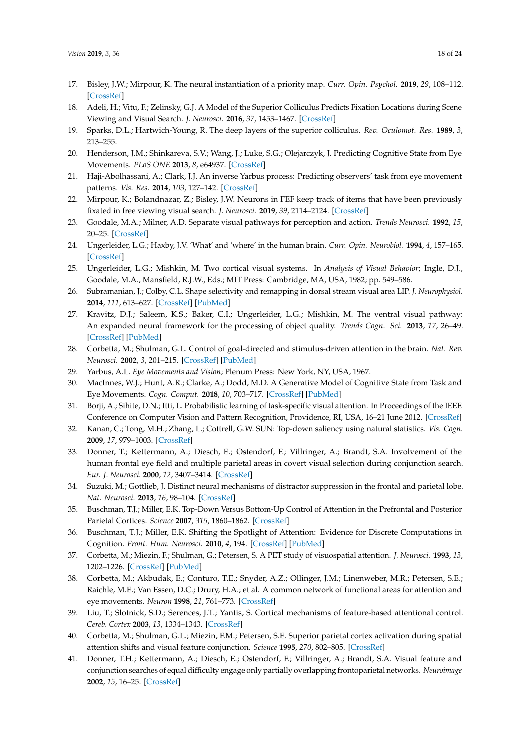17. Bisley, J.W.; Mirpour, K. The neural instantiation of a priority map. *Curr. Opin. Psychol.* **2019**, *29*, 108–112. [CrossRef]
18. Adeli, H.; Vitu, F.; Zelinsky, G.J. A Model of the Superior Colliculus Predicts Fixation Locations during Scene Viewing and Visual Search. *J. Neurosci.* **2016**, *37*, 1453–1467. [CrossRef]
19. Sparks, D.L.; Hartwich-Young, R. The deep layers of the superior colliculus. *Rev. Oculomot. Res.* **1989**, *3*, 213–255.
20. Henderson, J.M.; Shinkareva, S.V.; Wang, J.; Luke, S.G.; Olejarczyk, J. Predicting Cognitive State from Eye Movements. *PLoS ONE* **2013**, *8*, e64937. [CrossRef]
21. Haji-Abolhassani, A.; Clark, J.J. An inverse Yarbus process: Predicting observers' task from eye movement patterns. *Vis. Res.* **2014**, *103*, 127–142. [CrossRef]
22. Mirpour, K.; Bolandnazar, Z.; Bisley, J.W. Neurons in FEF keep track of items that have been previously fixated in free viewing visual search. *J. Neurosci.* **2019**, *39*, 2114–2124. [CrossRef]
23. Goodale, M.A.; Milner, A.D. Separate visual pathways for perception and action. *Trends Neurosci.* **1992**, *15*, 20–25. [CrossRef]
24. Ungerleider, L.G.; Haxby, J.V. 'What' and 'where' in the human brain. *Curr. Opin. Neurobiol.* **1994**, *4*, 157–165. [CrossRef]
25. Ungerleider, L.G.; Mishkin, M. Two cortical visual systems. In *Analysis of Visual Behavior*; Ingle, D.J., Goodale, M.A., Mansfield, R.J.W., Eds.; MIT Press: Cambridge, MA, USA, 1982; pp. 549–586.
26. Subramanian, J.; Colby, C.L. Shape selectivity and remapping in dorsal stream visual area LIP. *J. Neurophysiol.* **2014**, *111*, 613–627. [CrossRef] [PubMed]
27. Kravitz, D.J.; Saleem, K.S.; Baker, C.I.; Ungerleider, L.G.; Mishkin, M. The ventral visual pathway: An expanded neural framework for the processing of object quality. *Trends Cogn. Sci.* **2013**, *17*, 26–49. [CrossRef] [PubMed]
28. Corbetta, M.; Shulman, G.L. Control of goal-directed and stimulus-driven attention in the brain. *Nat. Rev. Neurosci.* **2002**, *3*, 201–215. [CrossRef] [PubMed]
29. Yarbus, A.L. *Eye Movements and Vision*; Plenum Press: New York, NY, USA, 1967.
30. MacInnes, W.J.; Hunt, A.R.; Clarke, A.; Dodd, M.D. A Generative Model of Cognitive State from Task and Eye Movements. *Cogn. Comput.* **2018**, *10*, 703–717. [CrossRef] [PubMed]
31. Borji, A.; Sihite, D.N.; Itti, L. Probabilistic learning of task-specific visual attention. In Proceedings of the IEEE Conference on Computer Vision and Pattern Recognition, Providence, RI, USA, 16–21 June 2012. [CrossRef]
32. Kanan, C.; Tong, M.H.; Zhang, L.; Cottrell, G.W. SUN: Top-down saliency using natural statistics. *Vis. Cogn.* **2009**, *17*, 979–1003. [CrossRef]
33. Donner, T.; Kettermann, A.; Diesch, E.; Ostendorf, F.; Villringer, A.; Brandt, S.A. Involvement of the human frontal eye field and multiple parietal areas in covert visual selection during conjunction search. *Eur. J. Neurosci.* **2000**, *12*, 3407–3414. [CrossRef]
34. Suzuki, M.; Gottlieb, J. Distinct neural mechanisms of distractor suppression in the frontal and parietal lobe. *Nat. Neurosci.* **2013**, *16*, 98–104. [CrossRef]
35. Buschman, T.J.; Miller, E.K. Top-Down Versus Bottom-Up Control of Attention in the Prefrontal and Posterior Parietal Cortices. *Science* **2007**, *315*, 1860–1862. [CrossRef]
36. Buschman, T.J.; Miller, E.K. Shifting the Spotlight of Attention: Evidence for Discrete Computations in Cognition. *Front. Hum. Neurosci.* **2010**, *4*, 194. [CrossRef] [PubMed]
37. Corbetta, M.; Miezin, F.; Shulman, G.; Petersen, S. A PET study of visuospatial attention. *J. Neurosci.* **1993**, *13*, 1202–1226. [CrossRef] [PubMed]
38. Corbetta, M.; Akbudak, E.; Conturo, T.E.; Snyder, A.Z.; Ollinger, J.M.; Linenweber, M.R.; Petersen, S.E.; Raichle, M.E.; Van Essen, D.C.; Drury, H.A.; et al. A common network of functional areas for attention and eye movements. *Neuron* **1998**, *21*, 761–773. [CrossRef]
39. Liu, T.; Slotnick, S.D.; Serences, J.T.; Yantis, S. Cortical mechanisms of feature-based attentional control. *Cereb. Cortex* **2003**, *13*, 1334–1343. [CrossRef]
40. Corbetta, M.; Shulman, G.L.; Miezin, F.M.; Petersen, S.E. Superior parietal cortex activation during spatial attention shifts and visual feature conjunction. *Science* **1995**, *270*, 802–805. [CrossRef]
41. Donner, T.H.; Kettermann, A.; Diesch, E.; Ostendorf, F.; Villringer, A.; Brandt, S.A. Visual feature and conjunction searches of equal difficulty engage only partially overlapping frontoparietal networks. *Neuroimage* **2002**, *15*, 16–25. [CrossRef]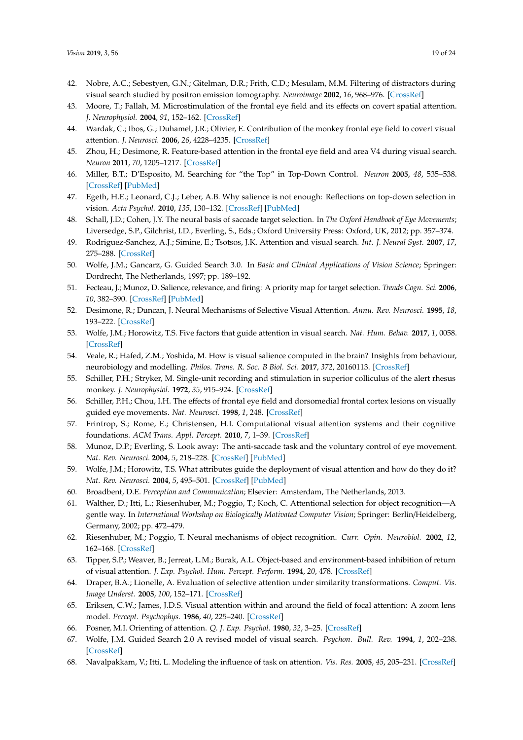42. Nobre, A.C.; Sebestyen, G.N.; Gitelman, D.R.; Frith, C.D.; Mesulam, M.M. Filtering of distractors during visual search studied by positron emission tomography. *Neuroimage* **2002**, *16*, 968–976. [CrossRef]
43. Moore, T.; Fallah, M. Microstimulation of the frontal eye field and its effects on covert spatial attention. *J. Neurophysiol.* **2004**, *91*, 152–162. [CrossRef]
44. Wardak, C.; Ibos, G.; Duhamel, J.R.; Olivier, E. Contribution of the monkey frontal eye field to covert visual attention. *J. Neurosci.* **2006**, *26*, 4228–4235. [CrossRef]
45. Zhou, H.; Desimone, R. Feature-based attention in the frontal eye field and area V4 during visual search. *Neuron* **2011**, *70*, 1205–1217. [CrossRef]
46. Miller, B.T.; D'Esposito, M. Searching for "the Top" in Top-Down Control. *Neuron* **2005**, *48*, 535–538. [CrossRef] [PubMed]
47. Egeth, H.E.; Leonard, C.J.; Leber, A.B. Why salience is not enough: Reflections on top-down selection in vision. *Acta Psychol.* **2010**, *135*, 130–132. [CrossRef] [PubMed]
48. Schall, J.D.; Cohen, J.Y. The neural basis of saccade target selection. In *The Oxford Handbook of Eye Movements*; Liversedge, S.P., Gilchrist, I.D., Everling, S., Eds.; Oxford University Press: Oxford, UK, 2012; pp. 357–374.
49. Rodriguez-Sanchez, A.J.; Simine, E.; Tsotsos, J.K. Attention and visual search. *Int. J. Neural Syst.* **2007**, *17*, 275–288. [CrossRef]
50. Wolfe, J.M.; Gancarz, G. Guided Search 3.0. In *Basic and Clinical Applications of Vision Science*; Springer: Dordrecht, The Netherlands, 1997; pp. 189–192.
51. Fecteau, J.; Munoz, D. Salience, relevance, and firing: A priority map for target selection. *Trends Cogn. Sci.* **2006**, *10*, 382–390. [CrossRef] [PubMed]
52. Desimone, R.; Duncan, J. Neural Mechanisms of Selective Visual Attention. *Annu. Rev. Neurosci.* **1995**, *18*, 193–222. [CrossRef]
53. Wolfe, J.M.; Horowitz, T.S. Five factors that guide attention in visual search. *Nat. Hum. Behav.* **2017**, *1*, 0058. [CrossRef]
54. Veale, R.; Hafed, Z.M.; Yoshida, M. How is visual salience computed in the brain? Insights from behaviour, neurobiology and modelling. *Philos. Trans. R. Soc. B Biol. Sci.* **2017**, *372*, 20160113. [CrossRef]
55. Schiller, P.H.; Stryker, M. Single-unit recording and stimulation in superior colliculus of the alert rhesus monkey. *J. Neurophysiol.* **1972**, *35*, 915–924. [CrossRef]
56. Schiller, P.H.; Chou, I.H. The effects of frontal eye field and dorsomedial frontal cortex lesions on visually guided eye movements. *Nat. Neurosci.* **1998**, *1*, 248. [CrossRef]
57. Frintrop, S.; Rome, E.; Christensen, H.I. Computational visual attention systems and their cognitive foundations. *ACM Trans. Appl. Percept.* **2010**, *7*, 1–39. [CrossRef]
58. Munoz, D.P.; Everling, S. Look away: The anti-saccade task and the voluntary control of eye movement. *Nat. Rev. Neurosci.* **2004**, *5*, 218–228. [CrossRef] [PubMed]
59. Wolfe, J.M.; Horowitz, T.S. What attributes guide the deployment of visual attention and how do they do it? *Nat. Rev. Neurosci.* **2004**, *5*, 495–501. [CrossRef] [PubMed]
60. Broadbent, D.E. *Perception and Communication*; Elsevier: Amsterdam, The Netherlands, 2013.
61. Walther, D.; Itti, L.; Riesenhuber, M.; Poggio, T.; Koch, C. Attentional selection for object recognition—A gentle way. In *International Workshop on Biologically Motivated Computer Vision*; Springer: Berlin/Heidelberg, Germany, 2002; pp. 472–479.
62. Riesenhuber, M.; Poggio, T. Neural mechanisms of object recognition. *Curr. Opin. Neurobiol.* **2002**, *12*, 162–168. [CrossRef]
63. Tipper, S.P.; Weaver, B.; Jerreat, L.M.; Burak, A.L. Object-based and environment-based inhibition of return of visual attention. *J. Exp. Psychol. Hum. Percept. Perform.* **1994**, *20*, 478. [CrossRef]
64. Draper, B.A.; Lionelle, A. Evaluation of selective attention under similarity transformations. *Comput. Vis. Image Underst.* **2005**, *100*, 152–171. [CrossRef]
65. Eriksen, C.W.; James, J.D.S. Visual attention within and around the field of focal attention: A zoom lens model. *Percept. Psychophys.* **1986**, *40*, 225–240. [CrossRef]
66. Posner, M.I. Orienting of attention. *Q. J. Exp. Psychol.* **1980**, *32*, 3–25. [CrossRef]
67. Wolfe, J.M. Guided Search 2.0 A revised model of visual search. *Psychon. Bull. Rev.* **1994**, *1*, 202–238. [CrossRef]
68. Navalpakkam, V.; Itti, L. Modeling the influence of task on attention. *Vis. Res.* **2005**, *45*, 205–231. [CrossRef]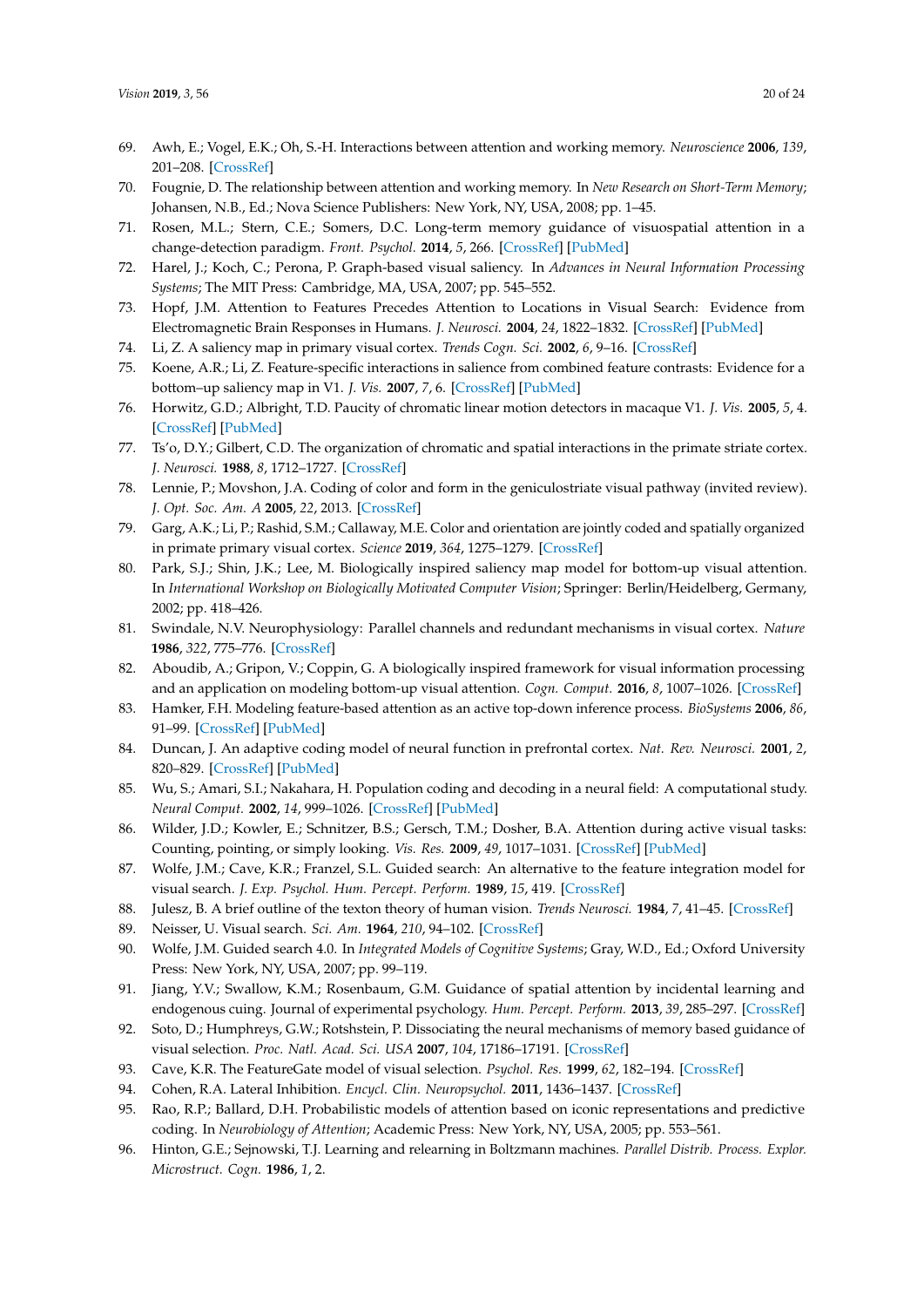69. Awh, E.; Vogel, E.K.; Oh, S.-H. Interactions between attention and working memory. *Neuroscience* **2006**, *139*, 201–208. [CrossRef]
70. Fougnie, D. The relationship between attention and working memory. In *New Research on Short-Term Memory*; Johansen, N.B., Ed.; Nova Science Publishers: New York, NY, USA, 2008; pp. 1–45.
71. Rosen, M.L.; Stern, C.E.; Somers, D.C. Long-term memory guidance of visuospatial attention in a change-detection paradigm. *Front. Psychol.* **2014**, *5*, 266. [CrossRef] [PubMed]
72. Harel, J.; Koch, C.; Perona, P. Graph-based visual saliency. In *Advances in Neural Information Processing Systems*; The MIT Press: Cambridge, MA, USA, 2007; pp. 545–552.
73. Hopf, J.M. Attention to Features Precedes Attention to Locations in Visual Search: Evidence from Electromagnetic Brain Responses in Humans. *J. Neurosci.* **2004**, *24*, 1822–1832. [CrossRef] [PubMed]
74. Li, Z. A saliency map in primary visual cortex. *Trends Cogn. Sci.* **2002**, *6*, 9–16. [CrossRef]
75. Koene, A.R.; Li, Z. Feature-specific interactions in salience from combined feature contrasts: Evidence for a bottom–up saliency map in V1. *J. Vis.* **2007**, *7*, 6. [CrossRef] [PubMed]
76. Horwitz, G.D.; Albright, T.D. Paucity of chromatic linear motion detectors in macaque V1. *J. Vis.* **2005**, *5*, 4. [CrossRef] [PubMed]
77. Ts'o, D.Y.; Gilbert, C.D. The organization of chromatic and spatial interactions in the primate striate cortex. *J. Neurosci.* **1988**, *8*, 1712–1727. [CrossRef]
78. Lennie, P.; Movshon, J.A. Coding of color and form in the geniculostriate visual pathway (invited review). *J. Opt. Soc. Am. A* **2005**, *22*, 2013. [CrossRef]
79. Garg, A.K.; Li, P.; Rashid, S.M.; Callaway, M.E. Color and orientation are jointly coded and spatially organized in primate primary visual cortex. *Science* **2019**, *364*, 1275–1279. [CrossRef]
80. Park, S.J.; Shin, J.K.; Lee, M. Biologically inspired saliency map model for bottom-up visual attention. In *International Workshop on Biologically Motivated Computer Vision*; Springer: Berlin/Heidelberg, Germany, 2002; pp. 418–426.
81. Swindale, N.V. Neurophysiology: Parallel channels and redundant mechanisms in visual cortex. *Nature* **1986**, *322*, 775–776. [CrossRef]
82. Aboudib, A.; Gripon, V.; Coppin, G. A biologically inspired framework for visual information processing and an application on modeling bottom-up visual attention. *Cogn. Comput.* **2016**, *8*, 1007–1026. [CrossRef]
83. Hamker, F.H. Modeling feature-based attention as an active top-down inference process. *BioSystems* **2006**, *86*, 91–99. [CrossRef] [PubMed]
84. Duncan, J. An adaptive coding model of neural function in prefrontal cortex. *Nat. Rev. Neurosci.* **2001**, *2*, 820–829. [CrossRef] [PubMed]
85. Wu, S.; Amari, S.I.; Nakahara, H. Population coding and decoding in a neural field: A computational study. *Neural Comput.* **2002**, *14*, 999–1026. [CrossRef] [PubMed]
86. Wilder, J.D.; Kowler, E.; Schnitzer, B.S.; Gersch, T.M.; Dosher, B.A. Attention during active visual tasks: Counting, pointing, or simply looking. *Vis. Res.* **2009**, *49*, 1017–1031. [CrossRef] [PubMed]
87. Wolfe, J.M.; Cave, K.R.; Franzel, S.L. Guided search: An alternative to the feature integration model for visual search. *J. Exp. Psychol. Hum. Percept. Perform.* **1989**, *15*, 419. [CrossRef]
88. Julesz, B. A brief outline of the texton theory of human vision. *Trends Neurosci.* **1984**, *7*, 41–45. [CrossRef]
89. Neisser, U. Visual search. *Sci. Am.* **1964**, *210*, 94–102. [CrossRef]
90. Wolfe, J.M. Guided search 4.0. In *Integrated Models of Cognitive Systems*; Gray, W.D., Ed.; Oxford University Press: New York, NY, USA, 2007; pp. 99–119.
91. Jiang, Y.V.; Swallow, K.M.; Rosenbaum, G.M. Guidance of spatial attention by incidental learning and endogenous cuing. Journal of experimental psychology. *Hum. Percept. Perform.* **2013**, *39*, 285–297. [CrossRef]
92. Soto, D.; Humphreys, G.W.; Rotshstein, P. Dissociating the neural mechanisms of memory based guidance of visual selection. *Proc. Natl. Acad. Sci. USA* **2007**, *104*, 17186–17191. [CrossRef]
93. Cave, K.R. The FeatureGate model of visual selection. *Psychol. Res.* **1999**, *62*, 182–194. [CrossRef]
94. Cohen, R.A. Lateral Inhibition. *Encycl. Clin. Neuropsychol.* **2011**, 1436–1437. [CrossRef]
95. Rao, R.P.; Ballard, D.H. Probabilistic models of attention based on iconic representations and predictive coding. In *Neurobiology of Attention*; Academic Press: New York, NY, USA, 2005; pp. 553–561.
96. Hinton, G.E.; Sejnowski, T.J. Learning and relearning in Boltzmann machines. *Parallel Distrib. Process. Explor. Microstruct. Cogn.* **1986**, *1*, 2.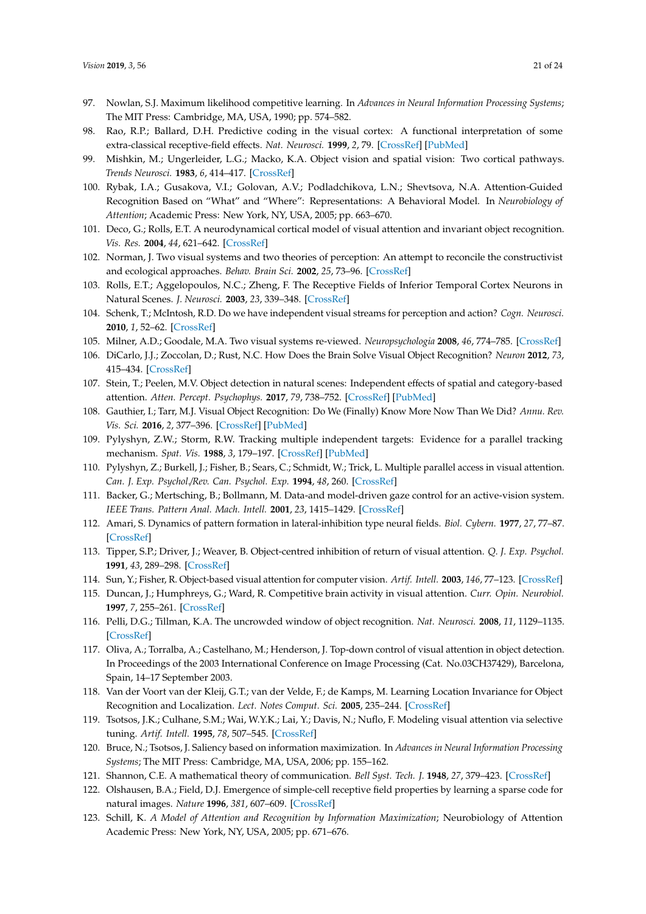97. Nowlan, S.J. Maximum likelihood competitive learning. In *Advances in Neural Information Processing Systems*; The MIT Press: Cambridge, MA, USA, 1990; pp. 574–582.
98. Rao, R.P.; Ballard, D.H. Predictive coding in the visual cortex: A functional interpretation of some extra-classical receptive-field effects. *Nat. Neurosci.* **1999**, *2*, 79. [CrossRef] [PubMed]
99. Mishkin, M.; Ungerleider, L.G.; Macko, K.A. Object vision and spatial vision: Two cortical pathways. *Trends Neurosci.* **1983**, *6*, 414–417. [CrossRef]
100. Rybak, I.A.; Gusakova, V.I.; Golovan, A.V.; Podladchikova, L.N.; Shevtsova, N.A. Attention-Guided Recognition Based on "What" and "Where": Representations: A Behavioral Model. In *Neurobiology of Attention*; Academic Press: New York, NY, USA, 2005; pp. 663–670.
101. Deco, G.; Rolls, E.T. A neurodynamical cortical model of visual attention and invariant object recognition. *Vis. Res.* **2004**, *44*, 621–642. [CrossRef]
102. Norman, J. Two visual systems and two theories of perception: An attempt to reconcile the constructivist and ecological approaches. *Behav. Brain Sci.* **2002**, *25*, 73–96. [CrossRef]
103. Rolls, E.T.; Aggelopoulos, N.C.; Zheng, F. The Receptive Fields of Inferior Temporal Cortex Neurons in Natural Scenes. *J. Neurosci.* **2003**, *23*, 339–348. [CrossRef]
104. Schenk, T.; McIntosh, R.D. Do we have independent visual streams for perception and action? *Cogn. Neurosci.* **2010**, *1*, 52–62. [CrossRef]
105. Milner, A.D.; Goodale, M.A. Two visual systems re-viewed. *Neuropsychologia* **2008**, *46*, 774–785. [CrossRef]
106. DiCarlo, J.J.; Zoccolan, D.; Rust, N.C. How Does the Brain Solve Visual Object Recognition? *Neuron* **2012**, *73*, 415–434. [CrossRef]
107. Stein, T.; Peelen, M.V. Object detection in natural scenes: Independent effects of spatial and category-based attention. *Atten. Percept. Psychophys.* **2017**, *79*, 738–752. [CrossRef] [PubMed]
108. Gauthier, I.; Tarr, M.J. Visual Object Recognition: Do We (Finally) Know More Now Than We Did? *Annu. Rev. Vis. Sci.* **2016**, *2*, 377–396. [CrossRef] [PubMed]
109. Pylyshyn, Z.W.; Storm, R.W. Tracking multiple independent targets: Evidence for a parallel tracking mechanism. *Spat. Vis.* **1988**, *3*, 179–197. [CrossRef] [PubMed]
110. Pylyshyn, Z.; Burkell, J.; Fisher, B.; Sears, C.; Schmidt, W.; Trick, L. Multiple parallel access in visual attention. *Can. J. Exp. Psychol./Rev. Can. Psychol. Exp.* **1994**, *48*, 260. [CrossRef]
111. Backer, G.; Mertsching, B.; Bollmann, M. Data-and model-driven gaze control for an active-vision system. *IEEE Trans. Pattern Anal. Mach. Intell.* **2001**, *23*, 1415–1429. [CrossRef]
112. Amari, S. Dynamics of pattern formation in lateral-inhibition type neural fields. *Biol. Cybern.* **1977**, *27*, 77–87. [CrossRef]
113. Tipper, S.P.; Driver, J.; Weaver, B. Object-centred inhibition of return of visual attention. *Q. J. Exp. Psychol.* **1991**, *43*, 289–298. [CrossRef]
114. Sun, Y.; Fisher, R. Object-based visual attention for computer vision. *Artif. Intell.* **2003**, *146*, 77–123. [CrossRef]
115. Duncan, J.; Humphreys, G.; Ward, R. Competitive brain activity in visual attention. *Curr. Opin. Neurobiol.* **1997**, *7*, 255–261. [CrossRef]
116. Pelli, D.G.; Tillman, K.A. The uncrowded window of object recognition. *Nat. Neurosci.* **2008**, *11*, 1129–1135. [CrossRef]
117. Oliva, A.; Torralba, A.; Castelhano, M.; Henderson, J. Top-down control of visual attention in object detection. In Proceedings of the 2003 International Conference on Image Processing (Cat. No.03CH37429), Barcelona, Spain, 14–17 September 2003.
118. Van der Voort van der Kleij, G.T.; van der Velde, F.; de Kamps, M. Learning Location Invariance for Object Recognition and Localization. *Lect. Notes Comput. Sci.* **2005**, 235–244. [CrossRef]
119. Tsotsos, J.K.; Culhane, S.M.; Wai, W.Y.K.; Lai, Y.; Davis, N.; Nuflo, F. Modeling visual attention via selective tuning. *Artif. Intell.* **1995**, *78*, 507–545. [CrossRef]
120. Bruce, N.; Tsotsos, J. Saliency based on information maximization. In *Advances in Neural Information Processing Systems*; The MIT Press: Cambridge, MA, USA, 2006; pp. 155–162.
121. Shannon, C.E. A mathematical theory of communication. *Bell Syst. Tech. J.* **1948**, *27*, 379–423. [CrossRef]
122. Olshausen, B.A.; Field, D.J. Emergence of simple-cell receptive field properties by learning a sparse code for natural images. *Nature* **1996**, *381*, 607–609. [CrossRef]
123. Schill, K. *A Model of Attention and Recognition by Information Maximization*; Neurobiology of Attention Academic Press: New York, NY, USA, 2005; pp. 671–676.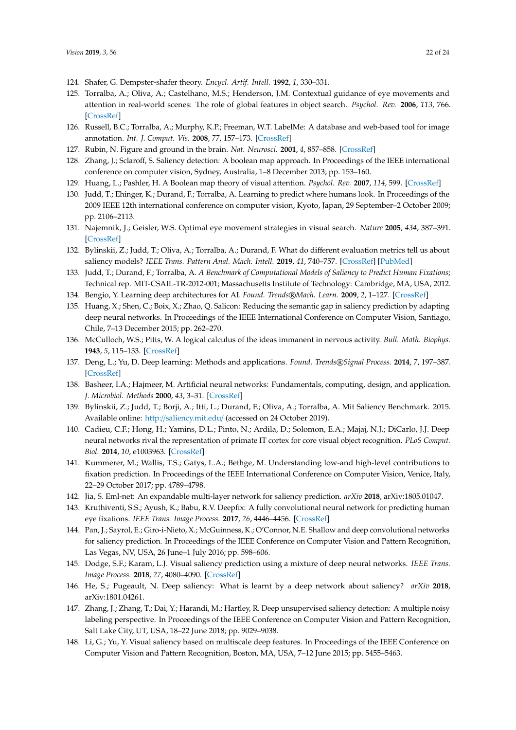124. Shafer, G. Dempster-shafer theory. *Encycl. Artif. Intell.* **1992**, *1*, 330–331.
125. Torralba, A.; Oliva, A.; Castelhano, M.S.; Henderson, J.M. Contextual guidance of eye movements and attention in real-world scenes: The role of global features in object search. *Psychol. Rev.* **2006**, *113*, 766. [CrossRef]
126. Russell, B.C.; Torralba, A.; Murphy, K.P.; Freeman, W.T. LabelMe: A database and web-based tool for image annotation. *Int. J. Comput. Vis.* **2008**, *77*, 157–173. [CrossRef]
127. Rubin, N. Figure and ground in the brain. *Nat. Neurosci.* **2001**, *4*, 857–858. [CrossRef]
128. Zhang, J.; Sclaroff, S. Saliency detection: A boolean map approach. In Proceedings of the IEEE international conference on computer vision, Sydney, Australia, 1–8 December 2013; pp. 153–160.
129. Huang, L.; Pashler, H. A Boolean map theory of visual attention. *Psychol. Rev.* **2007**, *114*, 599. [CrossRef]
130. Judd, T.; Ehinger, K.; Durand, F.; Torralba, A. Learning to predict where humans look. In Proceedings of the 2009 IEEE 12th international conference on computer vision, Kyoto, Japan, 29 September–2 October 2009; pp. 2106–2113.
131. Najemnik, J.; Geisler, W.S. Optimal eye movement strategies in visual search. *Nature* **2005**, *434*, 387–391. [CrossRef]
132. Bylinskii, Z.; Judd, T.; Oliva, A.; Torralba, A.; Durand, F. What do different evaluation metrics tell us about saliency models? *IEEE Trans. Pattern Anal. Mach. Intell.* **2019**, *41*, 740–757. [CrossRef] [PubMed]
133. Judd, T.; Durand, F.; Torralba, A. *A Benchmark of Computational Models of Saliency to Predict Human Fixations*; Technical rep. MIT-CSAIL-TR-2012-001; Massachusetts Institute of Technology: Cambridge, MA, USA, 2012.
134. Bengio, Y. Learning deep architectures for AI. *Found. Trends®Mach. Learn.* **2009**, *2*, 1–127. [CrossRef]
135. Huang, X.; Shen, C.; Boix, X.; Zhao, Q. Salicon: Reducing the semantic gap in saliency prediction by adapting deep neural networks. In Proceedings of the IEEE International Conference on Computer Vision, Santiago, Chile, 7–13 December 2015; pp. 262–270.
136. McCulloch, W.S.; Pitts, W. A logical calculus of the ideas immanent in nervous activity. *Bull. Math. Biophys.* **1943**, *5*, 115–133. [CrossRef]
137. Deng, L.; Yu, D. Deep learning: Methods and applications. *Found. Trends®Signal Process.* **2014**, *7*, 197–387. [CrossRef]
138. Basheer, I.A.; Hajmeer, M. Artificial neural networks: Fundamentals, computing, design, and application. *J. Microbiol. Methods* **2000**, *43*, 3–31. [CrossRef]
139. Bylinskii, Z.; Judd, T.; Borji, A.; Itti, L.; Durand, F.; Oliva, A.; Torralba, A. Mit Saliency Benchmark. 2015. Available online: http://saliency.mit.edu/ (accessed on 24 October 2019).
140. Cadieu, C.F.; Hong, H.; Yamins, D.L.; Pinto, N.; Ardila, D.; Solomon, E.A.; Majaj, N.J.; DiCarlo, J.J. Deep neural networks rival the representation of primate IT cortex for core visual object recognition. *PLoS Comput. Biol.* **2014**, *10*, e1003963. [CrossRef]
141. Kummerer, M.; Wallis, T.S.; Gatys, L.A.; Bethge, M. Understanding low-and high-level contributions to fixation prediction. In Proceedings of the IEEE International Conference on Computer Vision, Venice, Italy, 22–29 October 2017; pp. 4789–4798.
142. Jia, S. Eml-net: An expandable multi-layer network for saliency prediction. *arXiv* **2018**, arXiv:1805.01047.
143. Kruthiventi, S.S.; Ayush, K.; Babu, R.V. Deepfix: A fully convolutional neural network for predicting human eye fixations. *IEEE Trans. Image Process.* **2017**, *26*, 4446–4456. [CrossRef]
144. Pan, J.; Sayrol, E.; Giro-i-Nieto, X.; McGuinness, K.; O'Connor, N.E. Shallow and deep convolutional networks for saliency prediction. In Proceedings of the IEEE Conference on Computer Vision and Pattern Recognition, Las Vegas, NV, USA, 26 June–1 July 2016; pp. 598–606.
145. Dodge, S.F.; Karam, L.J. Visual saliency prediction using a mixture of deep neural networks. *IEEE Trans. Image Process.* **2018**, *27*, 4080–4090. [CrossRef]
146. He, S.; Pugeault, N. Deep saliency: What is learnt by a deep network about saliency? *arXiv* **2018**, arXiv:1801.04261.
147. Zhang, J.; Zhang, T.; Dai, Y.; Harandi, M.; Hartley, R. Deep unsupervised saliency detection: A multiple noisy labeling perspective. In Proceedings of the IEEE Conference on Computer Vision and Pattern Recognition, Salt Lake City, UT, USA, 18–22 June 2018; pp. 9029–9038.
148. Li, G.; Yu, Y. Visual saliency based on multiscale deep features. In Proceedings of the IEEE Conference on Computer Vision and Pattern Recognition, Boston, MA, USA, 7–12 June 2015; pp. 5455–5463.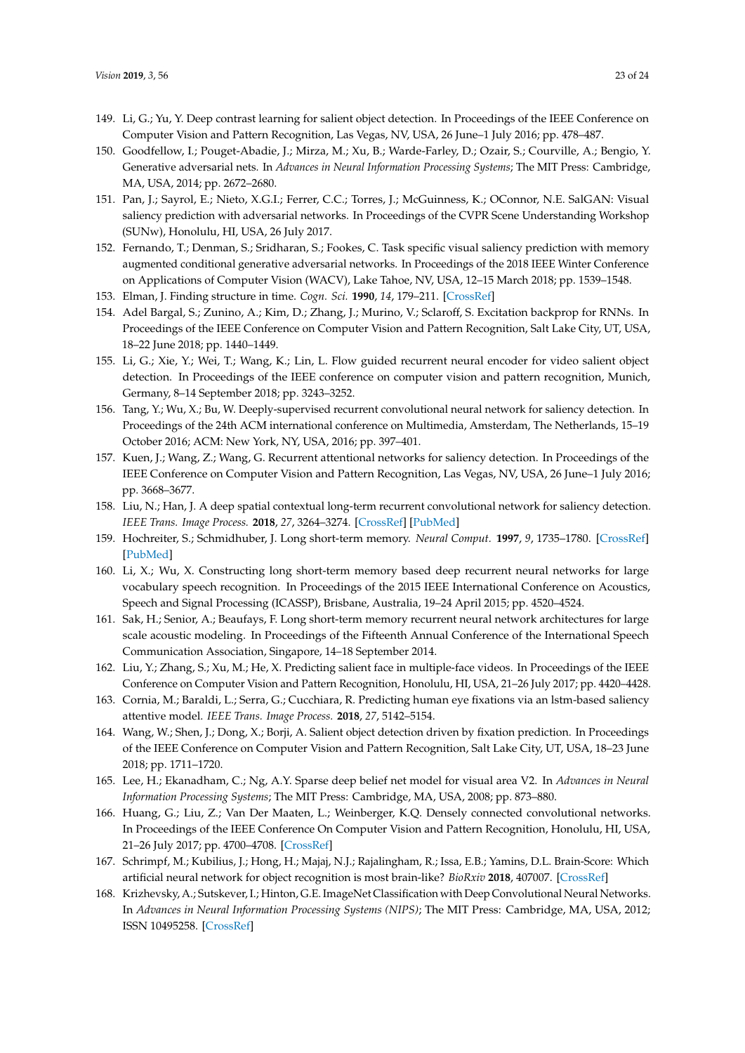149. Li, G.; Yu, Y. Deep contrast learning for salient object detection. In Proceedings of the IEEE Conference on Computer Vision and Pattern Recognition, Las Vegas, NV, USA, 26 June–1 July 2016; pp. 478–487.
150. Goodfellow, I.; Pouget-Abadie, J.; Mirza, M.; Xu, B.; Warde-Farley, D.; Ozair, S.; Courville, A.; Bengio, Y. Generative adversarial nets. In *Advances in Neural Information Processing Systems*; The MIT Press: Cambridge, MA, USA, 2014; pp. 2672–2680.
151. Pan, J.; Sayrol, E.; Nieto, X.G.I.; Ferrer, C.C.; Torres, J.; McGuinness, K.; OConnor, N.E. SalGAN: Visual saliency prediction with adversarial networks. In Proceedings of the CVPR Scene Understanding Workshop (SUNw), Honolulu, HI, USA, 26 July 2017.
152. Fernando, T.; Denman, S.; Sridharan, S.; Fookes, C. Task specific visual saliency prediction with memory augmented conditional generative adversarial networks. In Proceedings of the 2018 IEEE Winter Conference on Applications of Computer Vision (WACV), Lake Tahoe, NV, USA, 12–15 March 2018; pp. 1539–1548.
153. Elman, J. Finding structure in time. *Cogn. Sci.* **1990**, *14*, 179–211. [CrossRef]
154. Adel Bargal, S.; Zunino, A.; Kim, D.; Zhang, J.; Murino, V.; Sclaroff, S. Excitation backprop for RNNs. In Proceedings of the IEEE Conference on Computer Vision and Pattern Recognition, Salt Lake City, UT, USA, 18–22 June 2018; pp. 1440–1449.
155. Li, G.; Xie, Y.; Wei, T.; Wang, K.; Lin, L. Flow guided recurrent neural encoder for video salient object detection. In Proceedings of the IEEE conference on computer vision and pattern recognition, Munich, Germany, 8–14 September 2018; pp. 3243–3252.
156. Tang, Y.; Wu, X.; Bu, W. Deeply-supervised recurrent convolutional neural network for saliency detection. In Proceedings of the 24th ACM international conference on Multimedia, Amsterdam, The Netherlands, 15–19 October 2016; ACM: New York, NY, USA, 2016; pp. 397–401.
157. Kuen, J.; Wang, Z.; Wang, G. Recurrent attentional networks for saliency detection. In Proceedings of the IEEE Conference on Computer Vision and Pattern Recognition, Las Vegas, NV, USA, 26 June–1 July 2016; pp. 3668–3677.
158. Liu, N.; Han, J. A deep spatial contextual long-term recurrent convolutional network for saliency detection. *IEEE Trans. Image Process.* **2018**, *27*, 3264–3274. [CrossRef] [PubMed]
159. Hochreiter, S.; Schmidhuber, J. Long short-term memory. *Neural Comput.* **1997**, *9*, 1735–1780. [CrossRef] [PubMed]
160. Li, X.; Wu, X. Constructing long short-term memory based deep recurrent neural networks for large vocabulary speech recognition. In Proceedings of the 2015 IEEE International Conference on Acoustics, Speech and Signal Processing (ICASSP), Brisbane, Australia, 19–24 April 2015; pp. 4520–4524.
161. Sak, H.; Senior, A.; Beaufays, F. Long short-term memory recurrent neural network architectures for large scale acoustic modeling. In Proceedings of the Fifteenth Annual Conference of the International Speech Communication Association, Singapore, 14–18 September 2014.
162. Liu, Y.; Zhang, S.; Xu, M.; He, X. Predicting salient face in multiple-face videos. In Proceedings of the IEEE Conference on Computer Vision and Pattern Recognition, Honolulu, HI, USA, 21–26 July 2017; pp. 4420–4428.
163. Cornia, M.; Baraldi, L.; Serra, G.; Cucchiara, R. Predicting human eye fixations via an lstm-based saliency attentive model. *IEEE Trans. Image Process.* **2018**, *27*, 5142–5154.
164. Wang, W.; Shen, J.; Dong, X.; Borji, A. Salient object detection driven by fixation prediction. In Proceedings of the IEEE Conference on Computer Vision and Pattern Recognition, Salt Lake City, UT, USA, 18–23 June 2018; pp. 1711–1720.
165. Lee, H.; Ekanadham, C.; Ng, A.Y. Sparse deep belief net model for visual area V2. In *Advances in Neural Information Processing Systems*; The MIT Press: Cambridge, MA, USA, 2008; pp. 873–880.
166. Huang, G.; Liu, Z.; Van Der Maaten, L.; Weinberger, K.Q. Densely connected convolutional networks. In Proceedings of the IEEE Conference On Computer Vision and Pattern Recognition, Honolulu, HI, USA, 21–26 July 2017; pp. 4700–4708. [CrossRef]
167. Schrimpf, M.; Kubilius, J.; Hong, H.; Majaj, N.J.; Rajalingham, R.; Issa, E.B.; Yamins, D.L. Brain-Score: Which artificial neural network for object recognition is most brain-like? *BioRxiv* **2018**, 407007. [CrossRef]
168. Krizhevsky, A.; Sutskever, I.; Hinton, G.E. ImageNet Classification with Deep Convolutional Neural Networks. In *Advances in Neural Information Processing Systems (NIPS)*; The MIT Press: Cambridge, MA, USA, 2012; ISSN 10495258. [CrossRef]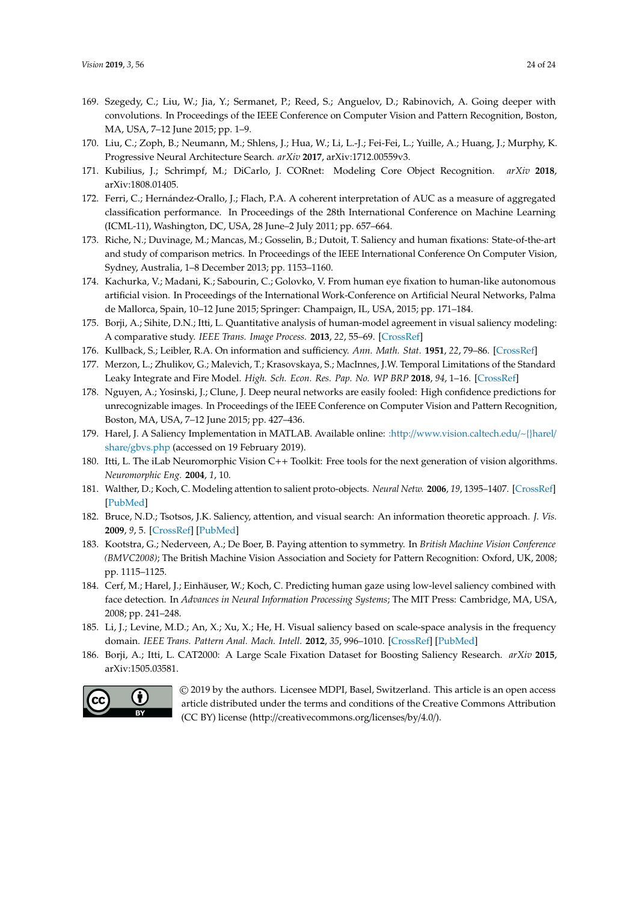169. Szegedy, C.; Liu, W.; Jia, Y.; Sermanet, P.; Reed, S.; Anguelov, D.; Rabinovich, A. Going deeper with convolutions. In Proceedings of the IEEE Conference on Computer Vision and Pattern Recognition, Boston, MA, USA, 7–12 June 2015; pp. 1–9.
170. Liu, C.; Zoph, B.; Neumann, M.; Shlens, J.; Hua, W.; Li, L.-J.; Fei-Fei, L.; Yuille, A.; Huang, J.; Murphy, K. Progressive Neural Architecture Search. *arXiv* **2017**, arXiv:1712.00559v3.
171. Kubilius, J.; Schrimpf, M.; DiCarlo, J. CORnet: Modeling Core Object Recognition. *arXiv* **2018**, arXiv:1808.01405.
172. Ferri, C.; Hernández-Orallo, J.; Flach, P.A. A coherent interpretation of AUC as a measure of aggregated classification performance. In Proceedings of the 28th International Conference on Machine Learning (ICML-11), Washington, DC, USA, 28 June–2 July 2011; pp. 657–664.
173. Riche, N.; Duvinage, M.; Mancas, M.; Gosselin, B.; Dutoit, T. Saliency and human fixations: State-of-the-art and study of comparison metrics. In Proceedings of the IEEE International Conference On Computer Vision, Sydney, Australia, 1–8 December 2013; pp. 1153–1160.
174. Kachurka, V.; Madani, K.; Sabourin, C.; Golovko, V. From human eye fixation to human-like autonomous artificial vision. In Proceedings of the International Work-Conference on Artificial Neural Networks, Palma de Mallorca, Spain, 10–12 June 2015; Springer: Champaign, IL, USA, 2015; pp. 171–184.
175. Borji, A.; Sihite, D.N.; Itti, L. Quantitative analysis of human-model agreement in visual saliency modeling: A comparative study. *IEEE Trans. Image Process.* **2013**, *22*, 55–69. [CrossRef]
176. Kullback, S.; Leibler, R.A. On information and sufficiency. *Ann. Math. Stat.* **1951**, *22*, 79–86. [CrossRef]
177. Merzon, L.; Zhulikov, G.; Malevich, T.; Krasovskaya, S.; MacInnes, J.W. Temporal Limitations of the Standard Leaky Integrate and Fire Model. *High. Sch. Econ. Res. Pap. No. WP BRP* **2018**, *94*, 1–16. [CrossRef]
178. Nguyen, A.; Yosinski, J.; Clune, J. Deep neural networks are easily fooled: High confidence predictions for unrecognizable images. In Proceedings of the IEEE Conference on Computer Vision and Pattern Recognition, Boston, MA, USA, 7–12 June 2015; pp. 427–436.
179. Harel, J. A Saliency Implementation in MATLAB. Available online: :http://www.vision.caltech.edu/~{}harel/share/gbvs.php (accessed on 19 February 2019).
180. Itti, L. The iLab Neuromorphic Vision C++ Toolkit: Free tools for the next generation of vision algorithms. *Neuromorphic Eng.* **2004**, *1*, 10.
181. Walther, D.; Koch, C. Modeling attention to salient proto-objects. *Neural Netw.* **2006**, *19*, 1395–1407. [CrossRef] [PubMed]
182. Bruce, N.D.; Tsotsos, J.K. Saliency, attention, and visual search: An information theoretic approach. *J. Vis.* **2009**, *9*, 5. [CrossRef] [PubMed]
183. Kootstra, G.; Nederveen, A.; De Boer, B. Paying attention to symmetry. In *British Machine Vision Conference (BMVC2008)*; The British Machine Vision Association and Society for Pattern Recognition: Oxford, UK, 2008; pp. 1115–1125.
184. Cerf, M.; Harel, J.; Einhäuser, W.; Koch, C. Predicting human gaze using low-level saliency combined with face detection. In *Advances in Neural Information Processing Systems*; The MIT Press: Cambridge, MA, USA, 2008; pp. 241–248.
185. Li, J.; Levine, M.D.; An, X.; Xu, X.; He, H. Visual saliency based on scale-space analysis in the frequency domain. *IEEE Trans. Pattern Anal. Mach. Intell.* **2012**, *35*, 996–1010. [CrossRef] [PubMed]
186. Borji, A.; Itti, L. CAT2000: A Large Scale Fixation Dataset for Boosting Saliency Research. *arXiv* **2015**, arXiv:1505.03581.

© 2019 by the authors. Licensee MDPI, Basel, Switzerland. This article is an open access article distributed under the terms and conditions of the Creative Commons Attribution (CC BY) license (http://creativecommons.org/licenses/by/4.0/).